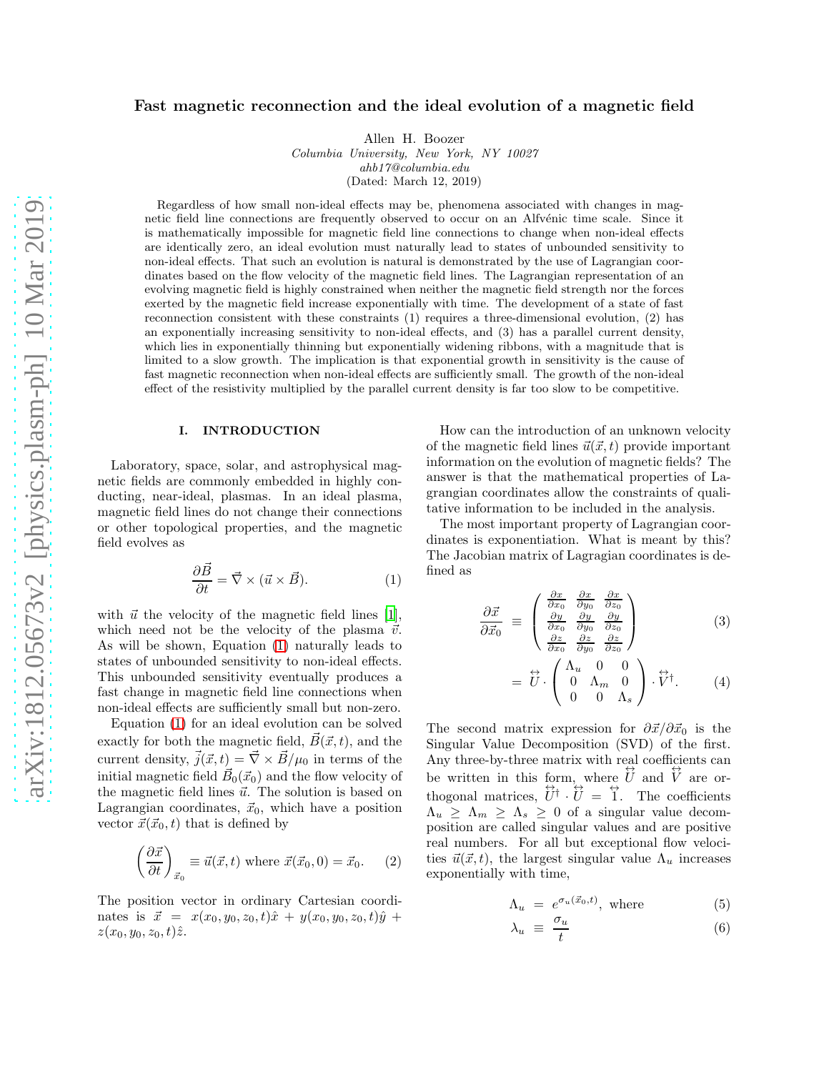# Fast magnetic reconnection and the ideal evolution of a magnetic field

Allen H. Boozer
*Columbia University, New York, NY 10027*
*ahb17@columbia.edu*
(Dated: March 12, 2019)

Regardless of how small non-ideal effects may be, phenomena associated with changes in magnetic field line connections are frequently observed to occur on an Alfvénic time scale. Since it is mathematically impossible for magnetic field line connections to change when non-ideal effects are identically zero, an ideal evolution must naturally lead to states of unbounded sensitivity to non-ideal effects. That such an evolution is natural is demonstrated by the use of Lagrangian coordinates based on the flow velocity of the magnetic field lines. The Lagrangian representation of an evolving magnetic field is highly constrained when neither the magnetic field strength nor the forces exerted by the magnetic field increase exponentially with time. The development of a state of fast reconnection consistent with these constraints (1) requires a three-dimensional evolution, (2) has an exponentially increasing sensitivity to non-ideal effects, and (3) has a parallel current density, which lies in exponentially thinning but exponentially widening ribbons, with a magnitude that is limited to a slow growth. The implication is that exponential growth in sensitivity is the cause of fast magnetic reconnection when non-ideal effects are sufficiently small. The growth of the non-ideal effect of the resistivity multiplied by the parallel current density is far too slow to be competitive.

## I. INTRODUCTION

Laboratory, space, solar, and astrophysical magnetic fields are commonly embedded in highly conducting, near-ideal, plasmas. In an ideal plasma, magnetic field lines do not change their connections or other topological properties, and the magnetic field evolves as

$$\frac{\partial \vec{B}}{\partial t} = \vec{\nabla}\times(\vec{u}\times\vec{B}). \tag{1}$$

with $\vec{u}$ the velocity of the magnetic field lines [1], which need not be the velocity of the plasma $\vec{v}$. As will be shown, Equation (1) naturally leads to states of unbounded sensitivity to non-ideal effects. This unbounded sensitivity eventually produces a fast change in magnetic field line connections when non-ideal effects are sufficiently small but non-zero.

Equation (1) for an ideal evolution can be solved exactly for both the magnetic field, $\vec{B}(\vec{x},t)$, and the current density, $\vec{j}(\vec{x},t) = \vec{\nabla}\times\vec{B}/\mu_0$ in terms of the initial magnetic field $\vec{B}_0(\vec{x}_0)$ and the flow velocity of the magnetic field lines $\vec{u}$. The solution is based on Lagrangian coordinates, $\vec{x}_0$, which have a position vector $\vec{x}(\vec{x}_0,t)$ that is defined by

$$\left(\frac{\partial \vec{x}}{\partial t}\right)_{\vec{x}_0} \equiv \vec{u}(\vec{x},t) \text{ where } \vec{x}(\vec{x}_0,0)=\vec{x}_0. \tag{2}$$

The position vector in ordinary Cartesian coordinates is $\vec{x} = x(x_0,y_0,z_0,t)\hat{x} + y(x_0,y_0,z_0,t)\hat{y} + z(x_0,y_0,z_0,t)\hat{z}$.

How can the introduction of an unknown velocity of the magnetic field lines $\vec{u}(\vec{x},t)$ provide important information on the evolution of magnetic fields? The answer is that the mathematical properties of Lagrangian coordinates allow the constraints of qualitative information to be included in the analysis.

The most important property of Lagrangian coordinates is exponentiation. What is meant by this? The Jacobian matrix of Lagragian coordinates is defined as

$$\frac{\partial \vec{x}}{\partial \vec{x}_0} \equiv \begin{pmatrix} \frac{\partial x}{\partial x_0} & \frac{\partial x}{\partial y_0} & \frac{\partial x}{\partial z_0} \\ \frac{\partial y}{\partial x_0} & \frac{\partial y}{\partial y_0} & \frac{\partial y}{\partial z_0} \\ \frac{\partial z}{\partial x_0} & \frac{\partial z}{\partial y_0} & \frac{\partial z}{\partial z_0} \end{pmatrix} \tag{3}$$

$$= \overleftrightarrow{U}\cdot\begin{pmatrix} \Lambda_u & 0 & 0 \\ 0 & \Lambda_m & 0 \\ 0 & 0 & \Lambda_s \end{pmatrix}\cdot\overleftrightarrow{V}^\dagger. \tag{4}$$

The second matrix expression for $\partial\vec{x}/\partial\vec{x}_0$ is the Singular Value Decomposition (SVD) of the first. Any three-by-three matrix with real coefficients can be written in this form, where $\overleftrightarrow{U}$ and $\overleftrightarrow{V}$ are orthogonal matrices, $\overleftrightarrow{U}^\dagger\cdot\overleftrightarrow{U} = \overleftrightarrow{1}$. The coefficients $\Lambda_u \geq \Lambda_m \geq \Lambda_s \geq 0$ of a singular value decomposition are called singular values and are positive real numbers. For all but exceptional flow velocities $\vec{u}(\vec{x},t)$, the largest singular value $\Lambda_u$ increases exponentially with time,

$$\Lambda_u = e^{\sigma_u(\vec{x}_0,t)}, \text{ where} \tag{5}$$

$$\lambda_u \equiv \frac{\sigma_u}{t} \tag{6}$$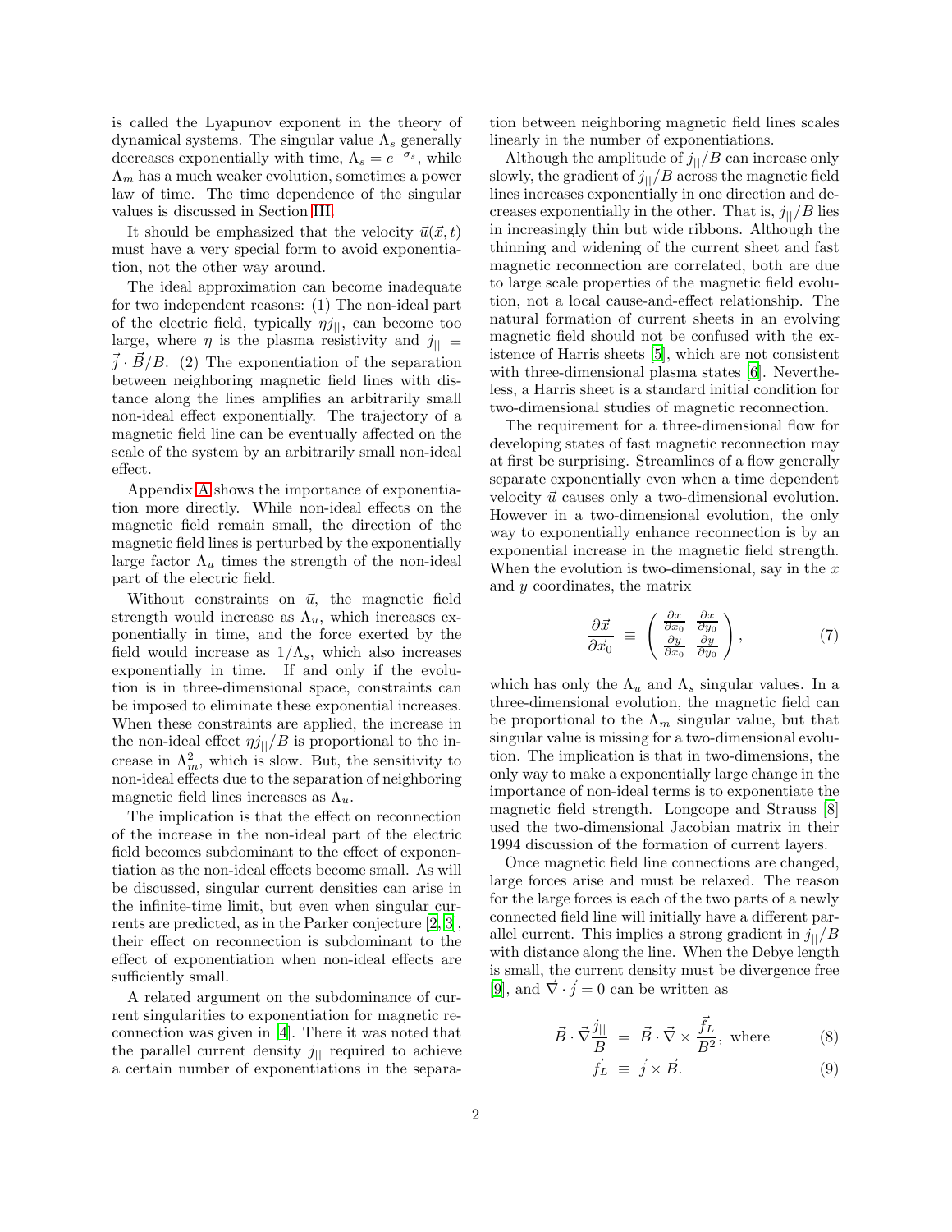is called the Lyapunov exponent in the theory of dynamical systems. The singular value $\Lambda_s$ generally decreases exponentially with time, $\Lambda_s = e^{-\sigma_s}$, while $\Lambda_m$ has a much weaker evolution, sometimes a power law of time. The time dependence of the singular values is discussed in Section III.

It should be emphasized that the velocity $\vec{u}(\vec{x},t)$ must have a very special form to avoid exponentiation, not the other way around.

The ideal approximation can become inadequate for two independent reasons: (1) The non-ideal part of the electric field, typically $\eta j_{||}$, can become too large, where $\eta$ is the plasma resistivity and $j_{||} \equiv \vec{j}\cdot\vec{B}/B$. (2) The exponentiation of the separation between neighboring magnetic field lines with distance along the lines amplifies an arbitrarily small non-ideal effect exponentially. The trajectory of a magnetic field line can be eventually affected on the scale of the system by an arbitrarily small non-ideal effect.

Appendix A shows the importance of exponentiation more directly. While non-ideal effects on the magnetic field remain small, the direction of the magnetic field lines is perturbed by the exponentially large factor $\Lambda_u$ times the strength of the non-ideal part of the electric field.

Without constraints on $\vec{u}$, the magnetic field strength would increase as $\Lambda_u$, which increases exponentially in time, and the force exerted by the field would increase as $1/\Lambda_s$, which also increases exponentially in time. If and only if the evolution is in three-dimensional space, constraints can be imposed to eliminate these exponential increases. When these constraints are applied, the increase in the non-ideal effect $\eta j_{||}/B$ is proportional to the increase in $\Lambda_m^2$, which is slow. But, the sensitivity to non-ideal effects due to the separation of neighboring magnetic field lines increases as $\Lambda_u$.

The implication is that the effect on reconnection of the increase in the non-ideal part of the electric field becomes subdominant to the effect of exponentiation as the non-ideal effects become small. As will be discussed, singular current densities can arise in the infinite-time limit, but even when singular currents are predicted, as in the Parker conjecture [2, 3], their effect on reconnection is subdominant to the effect of exponentiation when non-ideal effects are sufficiently small.

A related argument on the subdominance of current singularities to exponentiation for magnetic reconnection was given in [4]. There it was noted that the parallel current density $j_{||}$ required to achieve a certain number of exponentiations in the separation between neighboring magnetic field lines scales linearly in the number of exponentiations.

Although the amplitude of $j_{||}/B$ can increase only slowly, the gradient of $j_{||}/B$ across the magnetic field lines increases exponentially in one direction and decreases exponentially in the other. That is, $j_{||}/B$ lies in increasingly thin but wide ribbons. Although the thinning and widening of the current sheet and fast magnetic reconnection are correlated, both are due to large scale properties of the magnetic field evolution, not a local cause-and-effect relationship. The natural formation of current sheets in an evolving magnetic field should not be confused with the existence of Harris sheets [5], which are not consistent with three-dimensional plasma states [6]. Nevertheless, a Harris sheet is a standard initial condition for two-dimensional studies of magnetic reconnection.

The requirement for a three-dimensional flow for developing states of fast magnetic reconnection may at first be surprising. Streamlines of a flow generally separate exponentially even when a time dependent velocity $\vec{u}$ causes only a two-dimensional evolution. However in a two-dimensional evolution, the only way to exponentially enhance reconnection is by an exponential increase in the magnetic field strength. When the evolution is two-dimensional, say in the $x$ and $y$ coordinates, the matrix

$$\frac{\partial \vec{x}}{\partial \vec{x}_0} \equiv \begin{pmatrix} \frac{\partial x}{\partial x_0} & \frac{\partial x}{\partial y_0} \\ \frac{\partial y}{\partial x_0} & \frac{\partial y}{\partial y_0} \end{pmatrix}, \tag{7}$$

which has only the $\Lambda_u$ and $\Lambda_s$ singular values. In a three-dimensional evolution, the magnetic field can be proportional to the $\Lambda_m$ singular value, but that singular value is missing for a two-dimensional evolution. The implication is that in two-dimensions, the only way to make a exponentially large change in the importance of non-ideal terms is to exponentiate the magnetic field strength. Longcope and Strauss [8] used the two-dimensional Jacobian matrix in their 1994 discussion of the formation of current layers.

Once magnetic field line connections are changed, large forces arise and must be relaxed. The reason for the large forces is each of the two parts of a newly connected field line will initially have a different parallel current. This implies a strong gradient in $j_{||}/B$ with distance along the line. When the Debye length is small, the current density must be divergence free [9], and $\vec{\nabla}\cdot\vec{j} = 0$ can be written as

$$\vec{B}\cdot\vec{\nabla}\frac{j_{||}}{B} = \vec{B}\cdot\vec{\nabla}\times\frac{\vec{f}_L}{B^2}, \text{ where} \tag{8}$$

$$\vec{f}_L \equiv \vec{j}\times\vec{B}. \tag{9}$$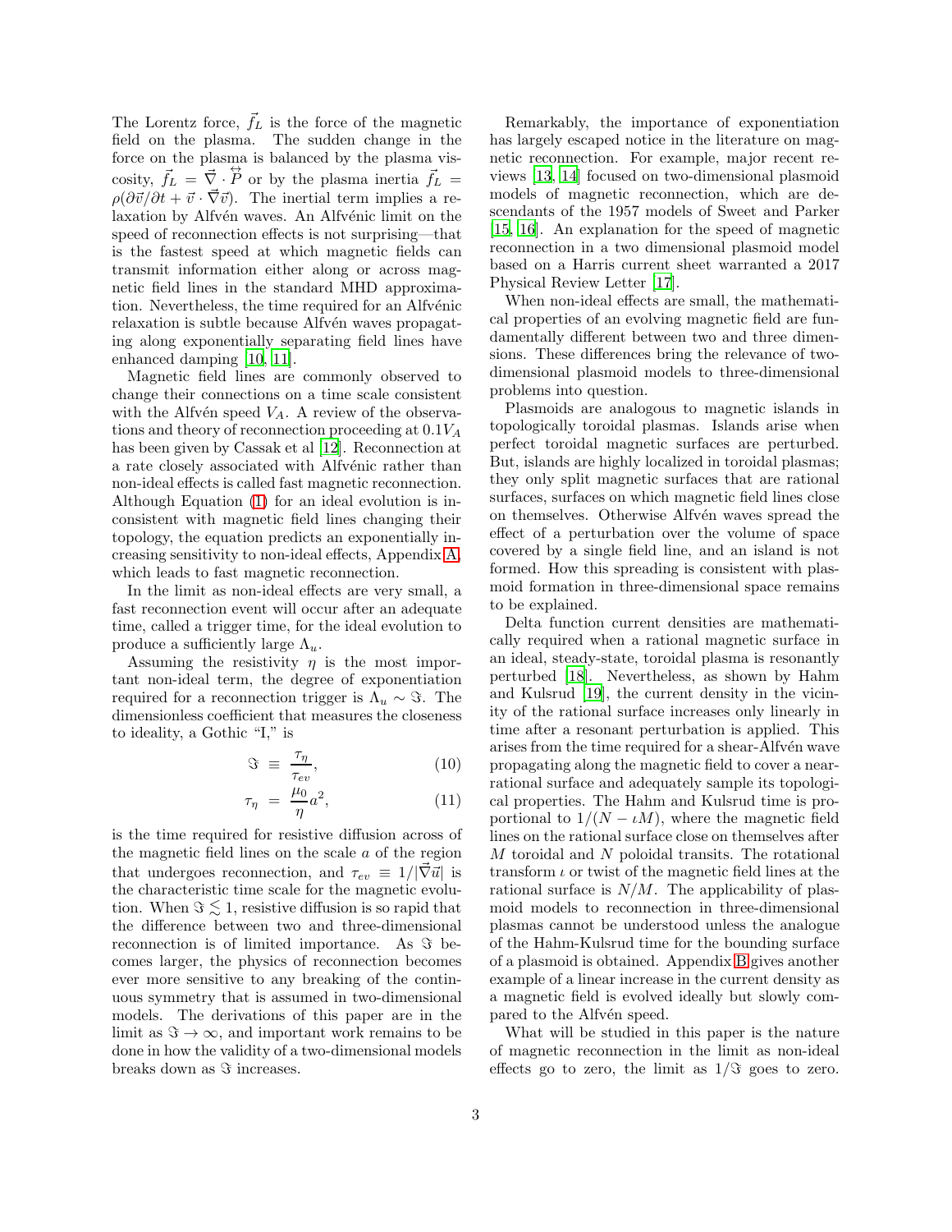The Lorentz force, $\vec{f}_L$ is the force of the magnetic field on the plasma. The sudden change in the force on the plasma is balanced by the plasma viscosity, $\vec{f}_L = \vec{\nabla} \cdot \overleftrightarrow{P}$ or by the plasma inertia $\vec{f}_L = \rho(\partial\vec{v}/\partial t + \vec{v} \cdot \vec{\nabla}\vec{v})$. The inertial term implies a relaxation by Alfvén waves. An Alfvénic limit on the speed of reconnection effects is not surprising—that is the fastest speed at which magnetic fields can transmit information either along or across magnetic field lines in the standard MHD approximation. Nevertheless, the time required for an Alfvénic relaxation is subtle because Alfvén waves propagating along exponentially separating field lines have enhanced damping [10, 11].

Magnetic field lines are commonly observed to change their connections on a time scale consistent with the Alfvén speed $V_A$. A review of the observations and theory of reconnection proceeding at $0.1V_A$ has been given by Cassak et al [12]. Reconnection at a rate closely associated with Alfvénic rather than non-ideal effects is called fast magnetic reconnection. Although Equation (1) for an ideal evolution is inconsistent with magnetic field lines changing their topology, the equation predicts an exponentially increasing sensitivity to non-ideal effects, Appendix A, which leads to fast magnetic reconnection.

In the limit as non-ideal effects are very small, a fast reconnection event will occur after an adequate time, called a trigger time, for the ideal evolution to produce a sufficiently large $\Lambda_u$.

Assuming the resistivity $\eta$ is the most important non-ideal term, the degree of exponentiation required for a reconnection trigger is $\Lambda_u \sim \Im$. The dimensionless coefficient that measures the closeness to ideality, a Gothic "I," is

$$\Im \equiv \frac{\tau_\eta}{\tau_{ev}}, \tag{10}$$

$$\tau_\eta = \frac{\mu_0}{\eta} a^2, \tag{11}$$

is the time required for resistive diffusion across of the magnetic field lines on the scale $a$ of the region that undergoes reconnection, and $\tau_{ev} \equiv 1/|\vec{\nabla}\vec{u}|$ is the characteristic time scale for the magnetic evolution. When $\Im \lesssim 1$, resistive diffusion is so rapid that the difference between two and three-dimensional reconnection is of limited importance. As $\Im$ becomes larger, the physics of reconnection becomes ever more sensitive to any breaking of the continuous symmetry that is assumed in two-dimensional models. The derivations of this paper are in the limit as $\Im \to \infty$, and important work remains to be done in how the validity of a two-dimensional models breaks down as $\Im$ increases.

Remarkably, the importance of exponentiation has largely escaped notice in the literature on magnetic reconnection. For example, major recent reviews [13, 14] focused on two-dimensional plasmoid models of magnetic reconnection, which are descendants of the 1957 models of Sweet and Parker [15, 16]. An explanation for the speed of magnetic reconnection in a two dimensional plasmoid model based on a Harris current sheet warranted a 2017 Physical Review Letter [17].

When non-ideal effects are small, the mathematical properties of an evolving magnetic field are fundamentally different between two and three dimensions. These differences bring the relevance of two-dimensional plasmoid models to three-dimensional problems into question.

Plasmoids are analogous to magnetic islands in topologically toroidal plasmas. Islands arise when perfect toroidal magnetic surfaces are perturbed. But, islands are highly localized in toroidal plasmas; they only split magnetic surfaces that are rational surfaces, surfaces on which magnetic field lines close on themselves. Otherwise Alfvén waves spread the effect of a perturbation over the volume of space covered by a single field line, and an island is not formed. How this spreading is consistent with plasmoid formation in three-dimensional space remains to be explained.

Delta function current densities are mathematically required when a rational magnetic surface in an ideal, steady-state, toroidal plasma is resonantly perturbed [18]. Nevertheless, as shown by Hahm and Kulsrud [19], the current density in the vicinity of the rational surface increases only linearly in time after a resonant perturbation is applied. This arises from the time required for a shear-Alfvén wave propagating along the magnetic field to cover a near-rational surface and adequately sample its topological properties. The Hahm and Kulsrud time is proportional to $1/(N - \iota M)$, where the magnetic field lines on the rational surface close on themselves after $M$ toroidal and $N$ poloidal transits. The rotational transform $\iota$ or twist of the magnetic field lines at the rational surface is $N/M$. The applicability of plasmoid models to reconnection in three-dimensional plasmas cannot be understood unless the analogue of the Hahm-Kulsrud time for the bounding surface of a plasmoid is obtained. Appendix B gives another example of a linear increase in the current density as a magnetic field is evolved ideally but slowly compared to the Alfvén speed.

What will be studied in this paper is the nature of magnetic reconnection in the limit as non-ideal effects go to zero, the limit as $1/\Im$ goes to zero.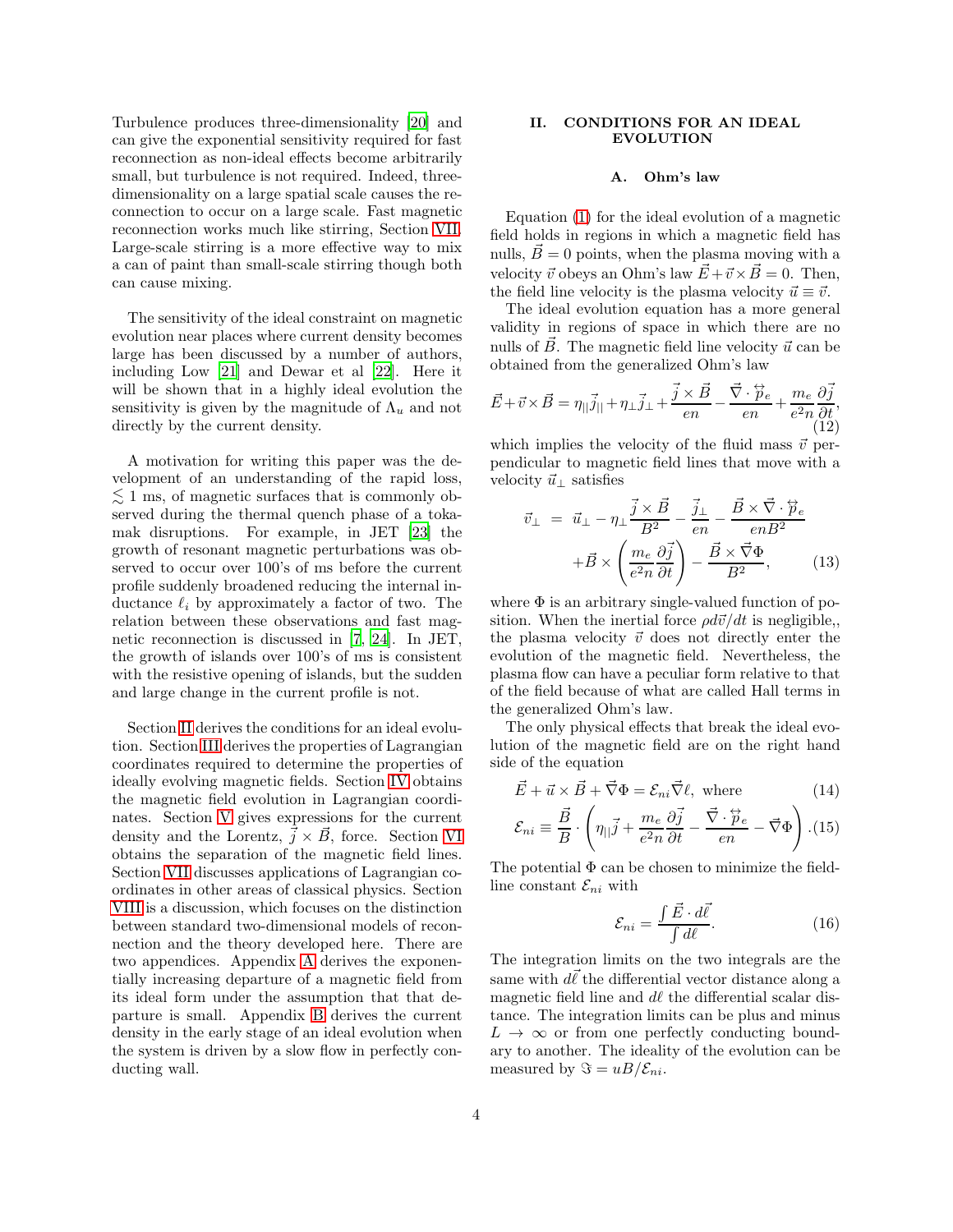Turbulence produces three-dimensionality [20] and can give the exponential sensitivity required for fast reconnection as non-ideal effects become arbitrarily small, but turbulence is not required. Indeed, three-dimensionality on a large spatial scale causes the reconnection to occur on a large scale. Fast magnetic reconnection works much like stirring, Section VII. Large-scale stirring is a more effective way to mix a can of paint than small-scale stirring though both can cause mixing.

The sensitivity of the ideal constraint on magnetic evolution near places where current density becomes large has been discussed by a number of authors, including Low [21] and Dewar et al [22]. Here it will be shown that in a highly ideal evolution the sensitivity is given by the magnitude of $\Lambda_u$ and not directly by the current density.

A motivation for writing this paper was the development of an understanding of the rapid loss, $\lesssim 1$ ms, of magnetic surfaces that is commonly observed during the thermal quench phase of a tokamak disruptions. For example, in JET [23] the growth of resonant magnetic perturbations was observed to occur over 100's of ms before the current profile suddenly broadened reducing the internal inductance $\ell_i$ by approximately a factor of two. The relation between these observations and fast magnetic reconnection is discussed in [7, 24]. In JET, the growth of islands over 100's of ms is consistent with the resistive opening of islands, but the sudden and large change in the current profile is not.

Section II derives the conditions for an ideal evolution. Section III derives the properties of Lagrangian coordinates required to determine the properties of ideally evolving magnetic fields. Section IV obtains the magnetic field evolution in Lagrangian coordinates. Section V gives expressions for the current density and the Lorentz, $\vec{j}\times\vec{B}$, force. Section VI obtains the separation of the magnetic field lines. Section VII discusses applications of Lagrangian coordinates in other areas of classical physics. Section VIII is a discussion, which focuses on the distinction between standard two-dimensional models of reconnection and the theory developed here. There are two appendices. Appendix A derives the exponentially increasing departure of a magnetic field from its ideal form under the assumption that that departure is small. Appendix B derives the current density in the early stage of an ideal evolution when the system is driven by a slow flow in perfectly conducting wall.

## II. CONDITIONS FOR AN IDEAL EVOLUTION

### A. Ohm's law

Equation (1) for the ideal evolution of a magnetic field holds in regions in which a magnetic field has nulls, $\vec{B}=0$ points, when the plasma moving with a velocity $\vec{v}$ obeys an Ohm's law $\vec{E}+\vec{v}\times\vec{B}=0$. Then, the field line velocity is the plasma velocity $\vec{u}\equiv\vec{v}$.

The ideal evolution equation has a more general validity in regions of space in which there are no nulls of $\vec{B}$. The magnetic field line velocity $\vec{u}$ can be obtained from the generalized Ohm's law

$$\vec{E}+\vec{v}\times\vec{B}=\eta_{||}\vec{j}_{||}+\eta_{\perp}\vec{j}_{\perp}+\frac{\vec{j}\times\vec{B}}{en}-\frac{\vec{\nabla}\cdot\overleftrightarrow{p}_e}{en}+\frac{m_e}{e^2n}\frac{\partial\vec{j}}{\partial t}, \tag{12}$$

which implies the velocity of the fluid mass $\vec{v}$ perpendicular to magnetic field lines that move with a velocity $\vec{u}_\perp$ satisfies

$$\begin{aligned}\vec{v}_\perp &= \vec{u}_\perp-\eta_\perp\frac{\vec{j}\times\vec{B}}{B^2}-\frac{\vec{j}_\perp}{en}-\frac{\vec{B}\times\vec{\nabla}\cdot\overleftrightarrow{p}_e}{enB^2}\\ &+\vec{B}\times\left(\frac{m_e}{e^2n}\frac{\partial\vec{j}}{\partial t}\right)-\frac{\vec{B}\times\vec{\nabla}\Phi}{B^2},\end{aligned} \tag{13}$$

where $\Phi$ is an arbitrary single-valued function of position. When the inertial force $\rho d\vec{v}/dt$ is negligible,, the plasma velocity $\vec{v}$ does not directly enter the evolution of the magnetic field. Nevertheless, the plasma flow can have a peculiar form relative to that of the field because of what are called Hall terms in the generalized Ohm's law.

The only physical effects that break the ideal evolution of the magnetic field are on the right hand side of the equation

$$\vec{E}+\vec{u}\times\vec{B}+\vec{\nabla}\Phi=\mathcal{E}_{ni}\vec{\nabla}\ell, \text{ where} \tag{14}$$

$$\mathcal{E}_{ni}\equiv\frac{\vec{B}}{B}\cdot\left(\eta_{||}\vec{j}+\frac{m_e}{e^2n}\frac{\partial\vec{j}}{\partial t}-\frac{\vec{\nabla}\cdot\overleftrightarrow{p}_e}{en}-\vec{\nabla}\Phi\right). \tag{15}$$

The potential $\Phi$ can be chosen to minimize the field-line constant $\mathcal{E}_{ni}$ with

$$\mathcal{E}_{ni}=\frac{\int\vec{E}\cdot d\vec{\ell}}{\int d\ell}. \tag{16}$$

The integration limits on the two integrals are the same with $d\vec{\ell}$ the differential vector distance along a magnetic field line and $d\ell$ the differential scalar distance. The integration limits can be plus and minus $L\to\infty$ or from one perfectly conducting boundary to another. The ideality of the evolution can be measured by $\Im=uB/\mathcal{E}_{ni}$.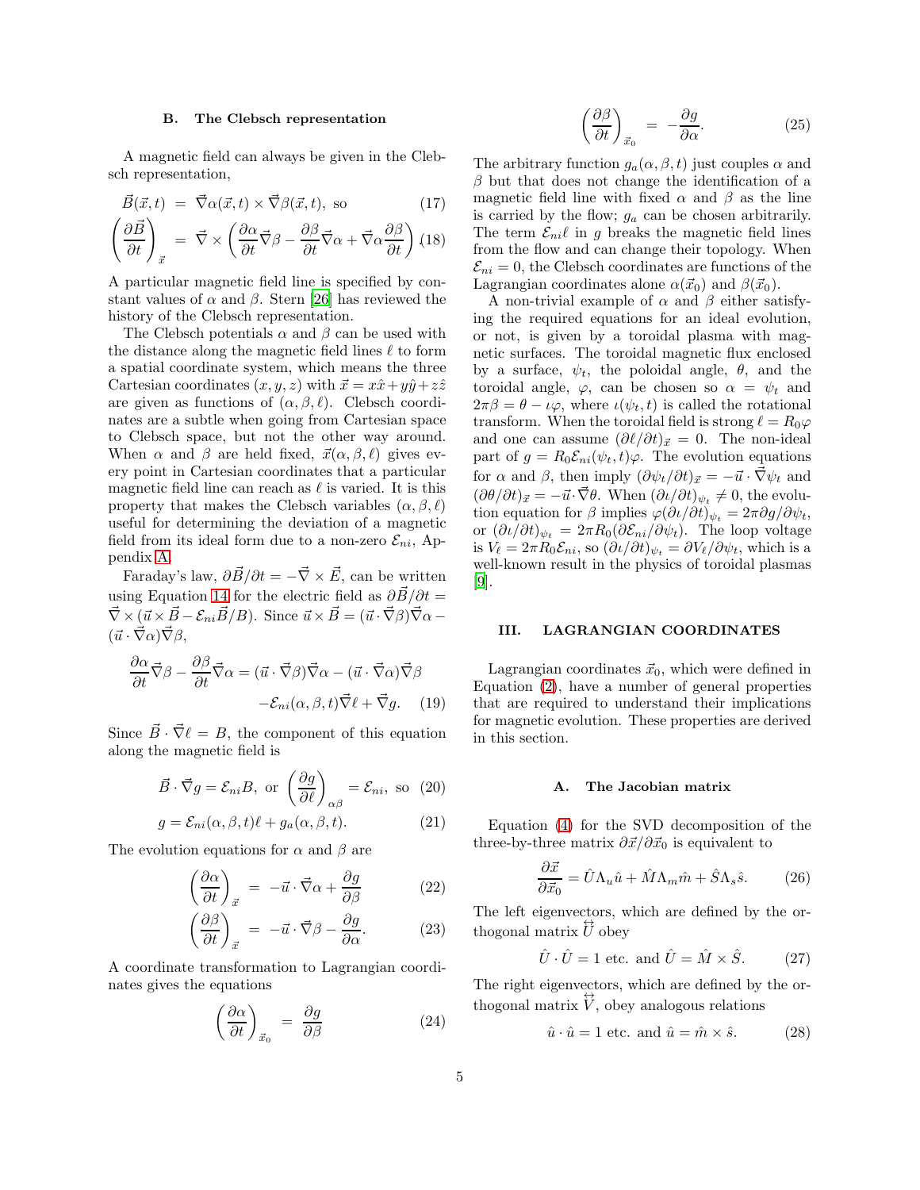### B. The Clebsch representation

A magnetic field can always be given in the Clebsch representation,

$$\vec{B}(\vec{x},t) = \vec{\nabla}\alpha(\vec{x},t)\times\vec{\nabla}\beta(\vec{x},t), \text{ so} \tag{17}$$

$$\left(\frac{\partial \vec{B}}{\partial t}\right)_{\vec{x}} = \vec{\nabla}\times\left(\frac{\partial \alpha}{\partial t}\vec{\nabla}\beta - \frac{\partial \beta}{\partial t}\vec{\nabla}\alpha + \vec{\nabla}\alpha\frac{\partial \beta}{\partial t}\right) \tag{18}$$

A particular magnetic field line is specified by constant values of $\alpha$ and $\beta$. Stern [26] has reviewed the history of the Clebsch representation.

The Clebsch potentials $\alpha$ and $\beta$ can be used with the distance along the magnetic field lines $\ell$ to form a spatial coordinate system, which means the three Cartesian coordinates $(x,y,z)$ with $\vec{x}=x\hat{x}+y\hat{y}+z\hat{z}$ are given as functions of $(\alpha,\beta,\ell)$. Clebsch coordinates are a subtle when going from Cartesian space to Clebsch space, but not the other way around. When $\alpha$ and $\beta$ are held fixed, $\vec{x}(\alpha,\beta,\ell)$ gives every point in Cartesian coordinates that a particular magnetic field line can reach as $\ell$ is varied. It is this property that makes the Clebsch variables $(\alpha,\beta,\ell)$ useful for determining the deviation of a magnetic field from its ideal form due to a non-zero $\mathcal{E}_{ni}$, Appendix A.

Faraday's law, $\partial\vec{B}/\partial t = -\vec{\nabla}\times\vec{E}$, can be written using Equation 14 for the electric field as $\partial\vec{B}/\partial t = \vec{\nabla}\times(\vec{u}\times\vec{B} - \mathcal{E}_{ni}\vec{B}/B)$. Since $\vec{u}\times\vec{B} = (\vec{u}\cdot\vec{\nabla}\beta)\vec{\nabla}\alpha - (\vec{u}\cdot\vec{\nabla}\alpha)\vec{\nabla}\beta$,

$$\frac{\partial \alpha}{\partial t}\vec{\nabla}\beta - \frac{\partial \beta}{\partial t}\vec{\nabla}\alpha = (\vec{u}\cdot\vec{\nabla}\beta)\vec{\nabla}\alpha - (\vec{u}\cdot\vec{\nabla}\alpha)\vec{\nabla}\beta$$
$$-\mathcal{E}_{ni}(\alpha,\beta,t)\vec{\nabla}\ell + \vec{\nabla}g. \tag{19}$$

Since $\vec{B}\cdot\vec{\nabla}\ell = B$, the component of this equation along the magnetic field is

$$\vec{B}\cdot\vec{\nabla}g = \mathcal{E}_{ni}B, \text{ or } \left(\frac{\partial g}{\partial \ell}\right)_{\alpha\beta} = \mathcal{E}_{ni}, \text{ so} \tag{20}$$

$$g = \mathcal{E}_{ni}(\alpha,\beta,t)\ell + g_a(\alpha,\beta,t). \tag{21}$$

The evolution equations for $\alpha$ and $\beta$ are

$$\left(\frac{\partial \alpha}{\partial t}\right)_{\vec{x}} = -\vec{u}\cdot\vec{\nabla}\alpha + \frac{\partial g}{\partial \beta} \tag{22}$$

$$\left(\frac{\partial \beta}{\partial t}\right)_{\vec{x}} = -\vec{u}\cdot\vec{\nabla}\beta - \frac{\partial g}{\partial \alpha}. \tag{23}$$

A coordinate transformation to Lagrangian coordinates gives the equations

$$\left(\frac{\partial \alpha}{\partial t}\right)_{\vec{x}_0} = \frac{\partial g}{\partial \beta} \tag{24}$$

$$\left(\frac{\partial \beta}{\partial t}\right)_{\vec{x}_0} = -\frac{\partial g}{\partial \alpha}. \tag{25}$$

The arbitrary function $g_a(\alpha,\beta,t)$ just couples $\alpha$ and $\beta$ but that does not change the identification of a magnetic field line with fixed $\alpha$ and $\beta$ as the line is carried by the flow; $g_a$ can be chosen arbitrarily. The term $\mathcal{E}_{ni}\ell$ in $g$ breaks the magnetic field lines from the flow and can change their topology. When $\mathcal{E}_{ni}=0$, the Clebsch coordinates are functions of the Lagrangian coordinates alone $\alpha(\vec{x}_0)$ and $\beta(\vec{x}_0)$.

A non-trivial example of $\alpha$ and $\beta$ either satisfying the required equations for an ideal evolution, or not, is given by a toroidal plasma with magnetic surfaces. The toroidal magnetic flux enclosed by a surface, $\psi_t$, the poloidal angle, $\theta$, and the toroidal angle, $\varphi$, can be chosen so $\alpha=\psi_t$ and $2\pi\beta = \theta - \iota\varphi$, where $\iota(\psi_t,t)$ is called the rotational transform. When the toroidal field is strong $\ell = R_0\varphi$ and one can assume $(\partial\ell/\partial t)_{\vec{x}} = 0$. The non-ideal part of $g = R_0\mathcal{E}_{ni}(\psi_t,t)\varphi$. The evolution equations for $\alpha$ and $\beta$, then imply $(\partial\psi_t/\partial t)_{\vec{x}} = -\vec{u}\cdot\vec{\nabla}\psi_t$ and $(\partial\theta/\partial t)_{\vec{x}} = -\vec{u}\cdot\vec{\nabla}\theta$. When $(\partial\iota/\partial t)_{\psi_t}\neq 0$, the evolution equation for $\beta$ implies $\varphi(\partial\iota/\partial t)_{\psi_t} = 2\pi\partial g/\partial\psi_t$, or $(\partial\iota/\partial t)_{\psi_t} = 2\pi R_0(\partial\mathcal{E}_{ni}/\partial\psi_t)$. The loop voltage is $V_\ell = 2\pi R_0\mathcal{E}_{ni}$, so $(\partial\iota/\partial t)_{\psi_t} = \partial V_\ell/\partial\psi_t$, which is a well-known result in the physics of toroidal plasmas [9].

## III. LAGRANGIAN COORDINATES

Lagrangian coordinates $\vec{x}_0$, which were defined in Equation (2), have a number of general properties that are required to understand their implications for magnetic evolution. These properties are derived in this section.

### A. The Jacobian matrix

Equation (4) for the SVD decomposition of the three-by-three matrix $\partial\vec{x}/\partial\vec{x}_0$ is equivalent to

$$\frac{\partial \vec{x}}{\partial \vec{x}_0} = \hat{U}\Lambda_u\hat{u} + \hat{M}\Lambda_m\hat{m} + \hat{S}\Lambda_s\hat{s}. \tag{26}$$

The left eigenvectors, which are defined by the orthogonal matrix $\overleftrightarrow{U}$ obey

$$\hat{U}\cdot\hat{U} = 1 \text{ etc. and } \hat{U} = \hat{M}\times\hat{S}. \tag{27}$$

The right eigenvectors, which are defined by the orthogonal matrix $\overleftrightarrow{V}$, obey analogous relations

$$\hat{u}\cdot\hat{u} = 1 \text{ etc. and } \hat{u} = \hat{m}\times\hat{s}. \tag{28}$$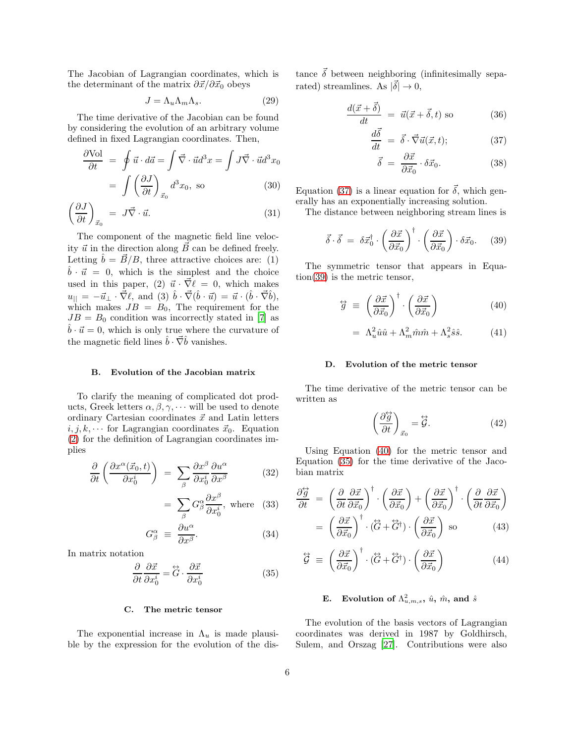The Jacobian of Lagrangian coordinates, which is the determinant of the matrix $\partial\vec{x}/\partial\vec{x}_0$ obeys

$$J = \Lambda_u \Lambda_m \Lambda_s. \tag{29}$$

The time derivative of the Jacobian can be found by considering the evolution of an arbitrary volume defined in fixed Lagrangian coordinates. Then,

$$\begin{aligned}
\frac{\partial \text{Vol}}{\partial t} &= \oint \vec{u}\cdot d\vec{a} = \int \vec{\nabla}\cdot\vec{u} d^3x = \int J\vec{\nabla}\cdot\vec{u} d^3x_0 \\
&= \int \left(\frac{\partial J}{\partial t}\right)_{\vec{x}_0} d^3x_0, \text{ so} \qquad (30)\\
\left(\frac{\partial J}{\partial t}\right)_{\vec{x}_0} &= J\vec{\nabla}\cdot\vec{u}. \qquad (31)
\end{aligned}$$

The component of the magnetic field line velocity $\vec{u}$ in the direction along $\vec{B}$ can be defined freely. Letting $\hat{b} = \vec{B}/B$, three attractive choices are: (1) $\hat{b}\cdot\vec{u} = 0$, which is the simplest and the choice used in this paper, (2) $\vec{u}\cdot\vec{\nabla}\ell = 0$, which makes $u_{||} = -\vec{u}_\perp\cdot\vec{\nabla}\ell$, and (3) $\hat{b}\cdot\vec{\nabla}(\hat{b}\cdot\vec{u}) = \vec{u}\cdot(\hat{b}\cdot\vec{\nabla}\hat{b})$, which makes $JB = B_0$, The requirement for the $JB = B_0$ condition was incorrectly stated in [7] as $\hat{b}\cdot\vec{u} = 0$, which is only true where the curvature of the magnetic field lines $\hat{b}\cdot\vec{\nabla}\hat{b}$ vanishes.

### B. Evolution of the Jacobian matrix

To clarify the meaning of complicated dot products, Greek letters $\alpha, \beta, \gamma, \cdots$ will be used to denote ordinary Cartesian coordinates $\vec{x}$ and Latin letters $i, j, k, \cdots$ for Lagrangian coordinates $\vec{x}_0$. Equation (2) for the definition of Lagrangian coordinates implies

$$\begin{aligned}
\frac{\partial}{\partial t}\left(\frac{\partial x^\alpha(\vec{x}_0,t)}{\partial x_0^i}\right) &= \sum_\beta \frac{\partial x^\beta}{\partial x_0^i}\frac{\partial u^\alpha}{\partial x^\beta} \qquad (32)\\
&= \sum_\beta G^\alpha_\beta \frac{\partial x^\beta}{\partial x_0^i}, \text{ where} \qquad (33)\\
G^\alpha_\beta &\equiv \frac{\partial u^\alpha}{\partial x^\beta}. \qquad (34)
\end{aligned}$$

In matrix notation

$$\frac{\partial}{\partial t}\frac{\partial \vec{x}}{\partial x_0^i} = \overleftrightarrow{G}\cdot\frac{\partial \vec{x}}{\partial x_0^i} \tag{35}$$

### C. The metric tensor

The exponential increase in $\Lambda_u$ is made plausible by the expression for the evolution of the distance $\vec{\delta}$ between neighboring (infinitesimally separated) streamlines. As $|\vec{\delta}| \to 0$,

$$\begin{aligned}
\frac{d(\vec{x}+\vec{\delta})}{dt} &= \vec{u}(\vec{x}+\vec{\delta},t) \text{ so} \qquad (36)\\
\frac{d\vec{\delta}}{dt} &= \vec{\delta}\cdot\vec{\nabla}\vec{u}(\vec{x},t); \qquad (37)\\
\vec{\delta} &= \frac{\partial \vec{x}}{\partial \vec{x}_0}\cdot\delta\vec{x}_0. \qquad (38)
\end{aligned}$$

Equation (37) is a linear equation for $\vec{\delta}$, which generally has an exponentially increasing solution.

The distance between neighboring stream lines is

$$\vec{\delta}\cdot\vec{\delta} = \delta\vec{x}_0^\dagger\cdot\left(\frac{\partial \vec{x}}{\partial \vec{x}_0}\right)^\dagger\cdot\left(\frac{\partial \vec{x}}{\partial \vec{x}_0}\right)\cdot\delta\vec{x}_0. \tag{39}$$

The symmetric tensor that appears in Equation(39) is the metric tensor,

$$\begin{aligned}
\overleftrightarrow{g} &\equiv \left(\frac{\partial \vec{x}}{\partial \vec{x}_0}\right)^\dagger\cdot\left(\frac{\partial \vec{x}}{\partial \vec{x}_0}\right) \qquad (40)\\
&= \Lambda_u^2\hat{u}\hat{u} + \Lambda_m^2\hat{m}\hat{m} + \Lambda_s^2\hat{s}\hat{s}. \qquad (41)
\end{aligned}$$

### D. Evolution of the metric tensor

The time derivative of the metric tensor can be written as

$$\left(\frac{\partial \overleftrightarrow{g}}{\partial t}\right)_{\vec{x}_0} = \overleftrightarrow{\mathcal{G}}. \tag{42}$$

Using Equation (40) for the metric tensor and Equation (35) for the time derivative of the Jacobian matrix

$$\begin{aligned}
\frac{\partial \overleftrightarrow{g}}{\partial t} &= \left(\frac{\partial}{\partial t}\frac{\partial \vec{x}}{\partial \vec{x}_0}\right)^\dagger\cdot\left(\frac{\partial \vec{x}}{\partial \vec{x}_0}\right) + \left(\frac{\partial \vec{x}}{\partial \vec{x}_0}\right)^\dagger\cdot\left(\frac{\partial}{\partial t}\frac{\partial \vec{x}}{\partial \vec{x}_0}\right)\\
&= \left(\frac{\partial \vec{x}}{\partial \vec{x}_0}\right)^\dagger\cdot(\overleftrightarrow{G}+\overleftrightarrow{G}^\dagger)\cdot\left(\frac{\partial \vec{x}}{\partial \vec{x}_0}\right) \text{ so} \qquad (43)\\
\overleftrightarrow{\mathcal{G}} &\equiv \left(\frac{\partial \vec{x}}{\partial \vec{x}_0}\right)^\dagger\cdot(\overleftrightarrow{G}+\overleftrightarrow{G}^\dagger)\cdot\left(\frac{\partial \vec{x}}{\partial \vec{x}_0}\right) \qquad (44)
\end{aligned}$$

### E. Evolution of $\Lambda^2_{u,m,s}$, $\hat{u}$, $\hat{m}$, and $\hat{s}$

The evolution of the basis vectors of Lagrangian coordinates was derived in 1987 by Goldhirsch, Sulem, and Orszag [27]. Contributions were also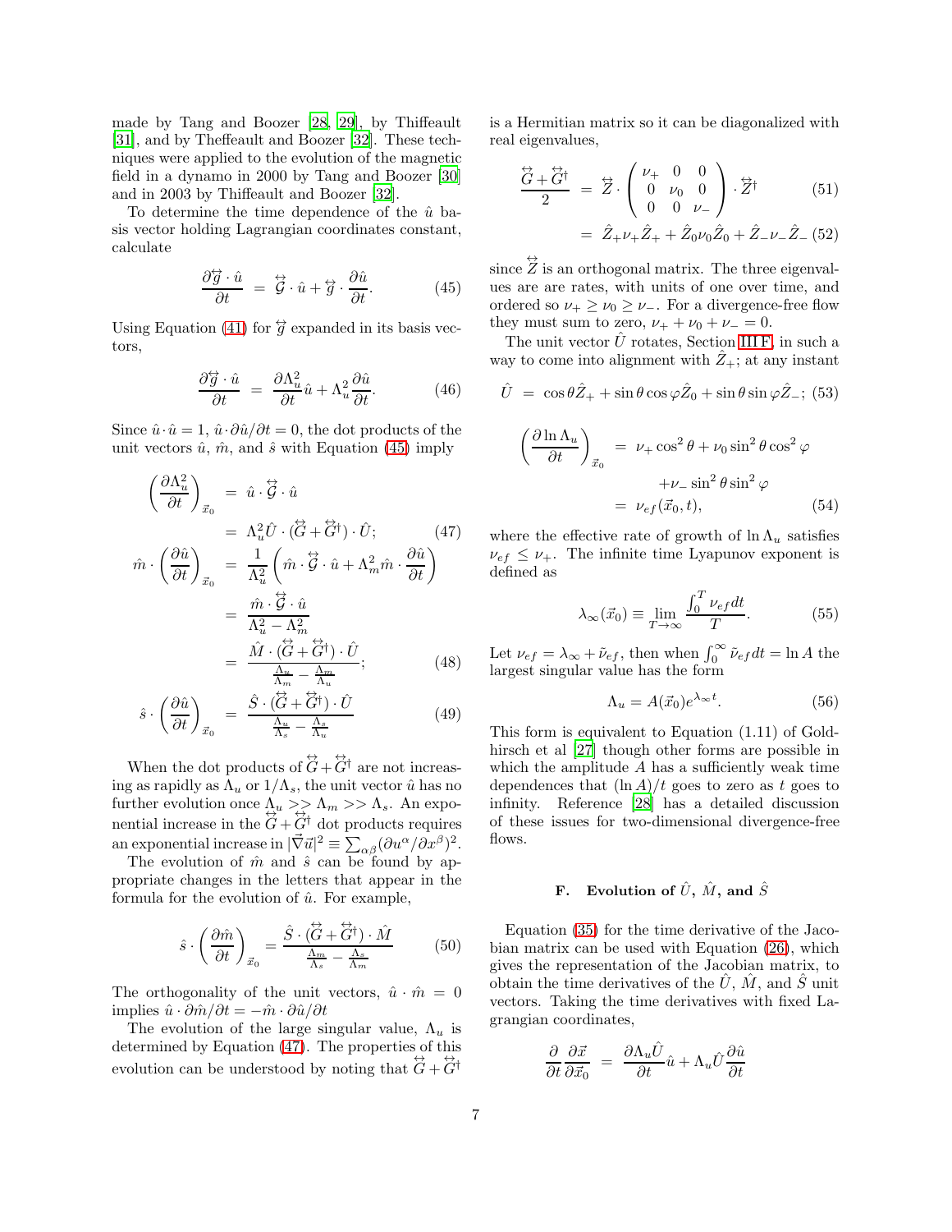made by Tang and Boozer [28, 29], by Thiffeault [31], and by Theffeault and Boozer [32]. These techniques were applied to the evolution of the magnetic field in a dynamo in 2000 by Tang and Boozer [30] and in 2003 by Thiffeault and Boozer [32].

To determine the time dependence of the $\hat{u}$ basis vector holding Lagrangian coordinates constant, calculate

$$\frac{\partial \overleftrightarrow{g}\cdot\hat{u}}{\partial t} = \overleftrightarrow{\mathcal{G}}\cdot\hat{u} + \overleftrightarrow{g}\cdot\frac{\partial \hat{u}}{\partial t}. \tag{45}$$

Using Equation (41) for $\overleftrightarrow{g}$ expanded in its basis vectors,

$$\frac{\partial \overleftrightarrow{g}\cdot\hat{u}}{\partial t} = \frac{\partial \Lambda_u^2}{\partial t}\hat{u} + \Lambda_u^2\frac{\partial \hat{u}}{\partial t}. \tag{46}$$

Since $\hat{u}\cdot\hat{u}=1$, $\hat{u}\cdot\partial\hat{u}/\partial t = 0$, the dot products of the unit vectors $\hat{u}$, $\hat{m}$, and $\hat{s}$ with Equation (45) imply

$$\begin{aligned}
\left(\frac{\partial \Lambda_u^2}{\partial t}\right)_{\vec{x}_0} &= \hat{u}\cdot\overleftrightarrow{\mathcal{G}}\cdot\hat{u} \\
&= \Lambda_u^2 \hat{U}\cdot(\overleftrightarrow{G}+\overleftrightarrow{G}^\dagger)\cdot\hat{U}; \qquad (47)\\
\hat{m}\cdot\left(\frac{\partial \hat{u}}{\partial t}\right)_{\vec{x}_0} &= \frac{1}{\Lambda_u^2}\left(\hat{m}\cdot\overleftrightarrow{\mathcal{G}}\cdot\hat{u} + \Lambda_m^2\hat{m}\cdot\frac{\partial\hat{u}}{\partial t}\right)\\
&= \frac{\hat{m}\cdot\overleftrightarrow{\mathcal{G}}\cdot\hat{u}}{\Lambda_u^2-\Lambda_m^2}\\
&= \frac{\hat{M}\cdot(\overleftrightarrow{G}+\overleftrightarrow{G}^\dagger)\cdot\hat{U}}{\frac{\Lambda_u}{\Lambda_m}-\frac{\Lambda_m}{\Lambda_u}}; \qquad (48)\\
\hat{s}\cdot\left(\frac{\partial \hat{u}}{\partial t}\right)_{\vec{x}_0} &= \frac{\hat{S}\cdot(\overleftrightarrow{G}+\overleftrightarrow{G}^\dagger)\cdot\hat{U}}{\frac{\Lambda_u}{\Lambda_s}-\frac{\Lambda_s}{\Lambda_u}} \qquad (49)
\end{aligned}$$

When the dot products of $\overleftrightarrow{G}+\overleftrightarrow{G}^\dagger$ are not increasing as rapidly as $\Lambda_u$ or $1/\Lambda_s$, the unit vector $\hat{u}$ has no further evolution once $\Lambda_u >> \Lambda_m >> \Lambda_s$. An exponential increase in the $\overleftrightarrow{G}+\overleftrightarrow{G}^\dagger$ dot products requires an exponential increase in $|\vec{\nabla}\vec{u}|^2 \equiv \sum_{\alpha\beta}(\partial u^\alpha/\partial x^\beta)^2$.

The evolution of $\hat{m}$ and $\hat{s}$ can be found by appropriate changes in the letters that appear in the formula for the evolution of $\hat{u}$. For example,

$$\hat{s}\cdot\left(\frac{\partial \hat{m}}{\partial t}\right)_{\vec{x}_0} = \frac{\hat{S}\cdot(\overleftrightarrow{G}+\overleftrightarrow{G}^\dagger)\cdot\hat{M}}{\frac{\Lambda_m}{\Lambda_s}-\frac{\Lambda_s}{\Lambda_m}} \tag{50}$$

The orthogonality of the unit vectors, $\hat{u}\cdot\hat{m}=0$ implies $\hat{u}\cdot\partial\hat{m}/\partial t = -\hat{m}\cdot\partial\hat{u}/\partial t$

The evolution of the large singular value, $\Lambda_u$ is determined by Equation (47). The properties of this evolution can be understood by noting that $\overleftrightarrow{G}+\overleftrightarrow{G}^\dagger$ is a Hermitian matrix so it can be diagonalized with real eigenvalues,

$$\begin{aligned}
\frac{\overleftrightarrow{G}+\overleftrightarrow{G}^\dagger}{2} &= \overleftrightarrow{Z}\cdot\begin{pmatrix}\nu_+ & 0 & 0\\ 0 & \nu_0 & 0\\ 0 & 0 & \nu_-\end{pmatrix}\cdot\overleftrightarrow{Z}^\dagger \qquad (51)\\
&= \hat{Z}_+\nu_+\hat{Z}_+ + \hat{Z}_0\nu_0\hat{Z}_0 + \hat{Z}_-\nu_-\hat{Z}_- \quad (52)
\end{aligned}$$

since $\overleftrightarrow{Z}$ is an orthogonal matrix. The three eigenvalues are are rates, with units of one over time, and ordered so $\nu_+ \geq \nu_0 \geq \nu_-$. For a divergence-free flow they must sum to zero, $\nu_+ + \nu_0 + \nu_- = 0$.

The unit vector $\hat{U}$ rotates, Section III F, in such a way to come into alignment with $\hat{Z}_+$; at any instant

$$\hat{U} = \cos\theta\hat{Z}_+ + \sin\theta\cos\varphi\hat{Z}_0 + \sin\theta\sin\varphi\hat{Z}_-; \tag{53}$$

$$\begin{aligned}
\left(\frac{\partial \ln\Lambda_u}{\partial t}\right)_{\vec{x}_0} &= \nu_+\cos^2\theta + \nu_0\sin^2\theta\cos^2\varphi\\
&\quad + \nu_-\sin^2\theta\sin^2\varphi\\
&= \nu_{ef}(\vec{x}_0,t), \qquad (54)
\end{aligned}$$

where the effective rate of growth of $\ln\Lambda_u$ satisfies $\nu_{ef} \leq \nu_+$. The infinite time Lyapunov exponent is defined as

$$\lambda_\infty(\vec{x}_0) \equiv \lim_{T\to\infty}\frac{\int_0^T \nu_{ef}dt}{T}. \tag{55}$$

Let $\nu_{ef} = \lambda_\infty + \tilde{\nu}_{ef}$, then when $\int_0^\infty \tilde{\nu}_{ef}dt = \ln A$ the largest singular value has the form

$$\Lambda_u = A(\vec{x}_0)e^{\lambda_\infty t}. \tag{56}$$

This form is equivalent to Equation (1.11) of Goldhirsch et al [27] though other forms are possible in which the amplitude $A$ has a sufficiently weak time dependences that $(\ln A)/t$ goes to zero as $t$ goes to infinity. Reference [28] has a detailed discussion of these issues for two-dimensional divergence-free flows.

### F. Evolution of $\hat{U}$, $\hat{M}$, and $\hat{S}$

Equation (35) for the time derivative of the Jacobian matrix can be used with Equation (26), which gives the representation of the Jacobian matrix, to obtain the time derivatives of the $\hat{U}$, $\hat{M}$, and $\hat{S}$ unit vectors. Taking the time derivatives with fixed Lagrangian coordinates,

$$\frac{\partial}{\partial t}\frac{\partial \vec{x}}{\partial \vec{x}_0} = \frac{\partial \Lambda_u\hat{U}}{\partial t}\hat{u} + \Lambda_u\hat{U}\frac{\partial \hat{u}}{\partial t}$$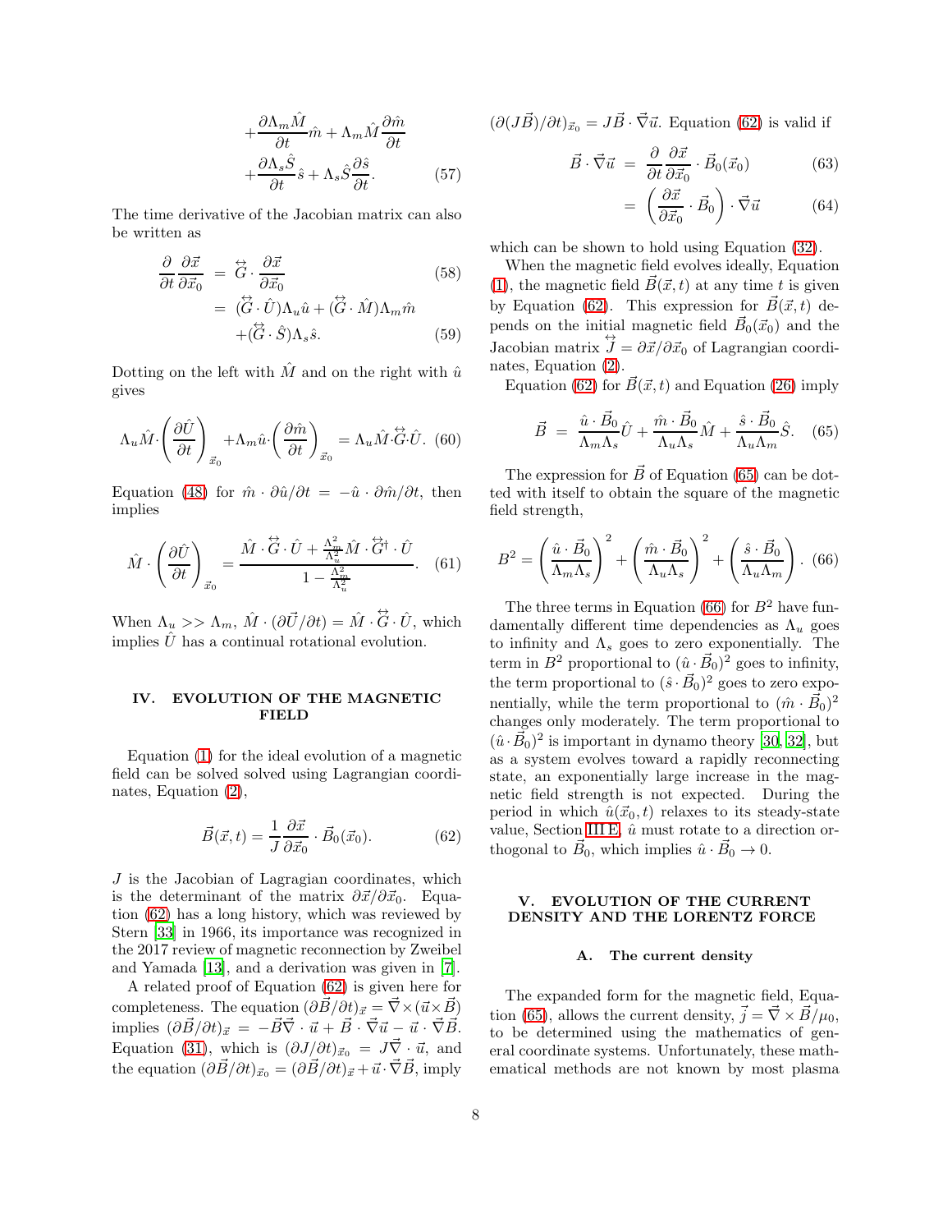$$
+\frac{\partial \Lambda_m \hat{M}}{\partial t}\hat{m} + \Lambda_m \hat{M}\frac{\partial \hat{m}}{\partial t}
+\frac{\partial \Lambda_s \hat{S}}{\partial t}\hat{s} + \Lambda_s \hat{S}\frac{\partial \hat{s}}{\partial t}. \quad (57)
$$

The time derivative of the Jacobian matrix can also be written as

$$
\frac{\partial}{\partial t}\frac{\partial \vec{x}}{\partial \vec{x}_0} = \overleftrightarrow{G}\cdot\frac{\partial \vec{x}}{\partial \vec{x}_0} \quad (58)
$$

$$
= (\overleftrightarrow{G}\cdot\hat{U})\Lambda_u\hat{u} + (\overleftrightarrow{G}\cdot\hat{M})\Lambda_m\hat{m} + (\overleftrightarrow{G}\cdot\hat{S})\Lambda_s\hat{s}. \quad (59)
$$

Dotting on the left with $\hat{M}$ and on the right with $\hat{u}$ gives

$$
\Lambda_u\hat{M}\cdot\left(\frac{\partial \hat{U}}{\partial t}\right)_{\vec{x}_0} + \Lambda_m\hat{u}\cdot\left(\frac{\partial \hat{m}}{\partial t}\right)_{\vec{x}_0} = \Lambda_u\hat{M}\cdot\overleftrightarrow{G}\cdot\hat{U}. \quad (60)
$$

Equation (48) for $\hat{m}\cdot\partial\hat{u}/\partial t = -\hat{u}\cdot\partial\hat{m}/\partial t$, then implies

$$
\hat{M}\cdot\left(\frac{\partial \hat{U}}{\partial t}\right)_{\vec{x}_0} = \frac{\hat{M}\cdot\overleftrightarrow{G}\cdot\hat{U} + \frac{\Lambda_m^2}{\Lambda_u^2}\hat{M}\cdot\overleftrightarrow{G}^\dagger\cdot\hat{U}}{1-\frac{\Lambda_m^2}{\Lambda_u^2}}. \quad (61)
$$

When $\Lambda_u >> \Lambda_m$, $\hat{M}\cdot(\partial\vec{U}/\partial t) = \hat{M}\cdot\overleftrightarrow{G}\cdot\hat{U}$, which implies $\hat{U}$ has a continual rotational evolution.

## IV. EVOLUTION OF THE MAGNETIC FIELD

Equation (1) for the ideal evolution of a magnetic field can be solved solved using Lagrangian coordinates, Equation (2),

$$
\vec{B}(\vec{x},t) = \frac{1}{J}\frac{\partial \vec{x}}{\partial \vec{x}_0}\cdot\vec{B}_0(\vec{x}_0). \quad (62)
$$

$J$ is the Jacobian of Lagrangian coordinates, which is the determinant of the matrix $\partial\vec{x}/\partial\vec{x}_0$. Equation (62) has a long history, which was reviewed by Stern [33] in 1966, its importance was recognized in the 2017 review of magnetic reconnection by Zweibel and Yamada [13], and a derivation was given in [7].

A related proof of Equation (62) is given here for completeness. The equation $(\partial\vec{B}/\partial t)_{\vec{x}} = \vec{\nabla}\times(\vec{u}\times\vec{B})$ implies $(\partial\vec{B}/\partial t)_{\vec{x}} = -\vec{B}\vec{\nabla}\cdot\vec{u} + \vec{B}\cdot\vec{\nabla}\vec{u} - \vec{u}\cdot\vec{\nabla}\vec{B}$. Equation (31), which is $(\partial J/\partial t)_{\vec{x}_0} = J\vec{\nabla}\cdot\vec{u}$, and the equation $(\partial\vec{B}/\partial t)_{\vec{x}_0} = (\partial\vec{B}/\partial t)_{\vec{x}} + \vec{u}\cdot\vec{\nabla}\vec{B}$, imply $(\partial(J\vec{B})/\partial t)_{\vec{x}_0} = J\vec{B}\cdot\vec{\nabla}\vec{u}$. Equation (62) is valid if

$$
\vec{B}\cdot\vec{\nabla}\vec{u} = \frac{\partial}{\partial t}\frac{\partial \vec{x}}{\partial \vec{x}_0}\cdot\vec{B}_0(\vec{x}_0) \quad (63)
$$

$$
= \left(\frac{\partial \vec{x}}{\partial \vec{x}_0}\cdot\vec{B}_0\right)\cdot\vec{\nabla}\vec{u} \quad (64)
$$

which can be shown to hold using Equation (32).

When the magnetic field evolves ideally, Equation (1), the magnetic field $\vec{B}(\vec{x},t)$ at any time $t$ is given by Equation (62). This expression for $\vec{B}(\vec{x},t)$ depends on the initial magnetic field $\vec{B}_0(\vec{x}_0)$ and the Jacobian matrix $\overleftrightarrow{J} = \partial\vec{x}/\partial\vec{x}_0$ of Lagrangian coordinates, Equation (2).

Equation (62) for $\vec{B}(\vec{x},t)$ and Equation (26) imply

$$
\vec{B} = \frac{\hat{u}\cdot\vec{B}_0}{\Lambda_m\Lambda_s}\hat{U} + \frac{\hat{m}\cdot\vec{B}_0}{\Lambda_u\Lambda_s}\hat{M} + \frac{\hat{s}\cdot\vec{B}_0}{\Lambda_u\Lambda_m}\hat{S}. \quad (65)
$$

The expression for $\vec{B}$ of Equation (65) can be dotted with itself to obtain the square of the magnetic field strength,

$$
B^2 = \left(\frac{\hat{u}\cdot\vec{B}_0}{\Lambda_m\Lambda_s}\right)^2 + \left(\frac{\hat{m}\cdot\vec{B}_0}{\Lambda_u\Lambda_s}\right)^2 + \left(\frac{\hat{s}\cdot\vec{B}_0}{\Lambda_u\Lambda_m}\right). \quad (66)
$$

The three terms in Equation (66) for $B^2$ have fundamentally different time dependencies as $\Lambda_u$ goes to infinity and $\Lambda_s$ goes to zero exponentially. The term in $B^2$ proportional to $(\hat{u}\cdot\vec{B}_0)^2$ goes to infinity, the term proportional to $(\hat{s}\cdot\vec{B}_0)^2$ goes to zero exponentially, while the term proportional to $(\hat{m}\cdot\vec{B}_0)^2$ changes only moderately. The term proportional to $(\hat{u}\cdot\vec{B}_0)^2$ is important in dynamo theory [30, 32], but as a system evolves toward a rapidly reconnecting state, an exponentially large increase in the magnetic field strength is not expected. During the period in which $\hat{u}(\vec{x}_0,t)$ relaxes to its steady-state value, Section III E, $\hat{u}$ must rotate to a direction orthogonal to $\vec{B}_0$, which implies $\hat{u}\cdot\vec{B}_0 \to 0$.

## V. EVOLUTION OF THE CURRENT DENSITY AND THE LORENTZ FORCE

### A. The current density

The expanded form for the magnetic field, Equation (65), allows the current density, $\vec{j} = \vec{\nabla}\times\vec{B}/\mu_0$, to be determined using the mathematics of general coordinate systems. Unfortunately, these mathematical methods are not known by most plasma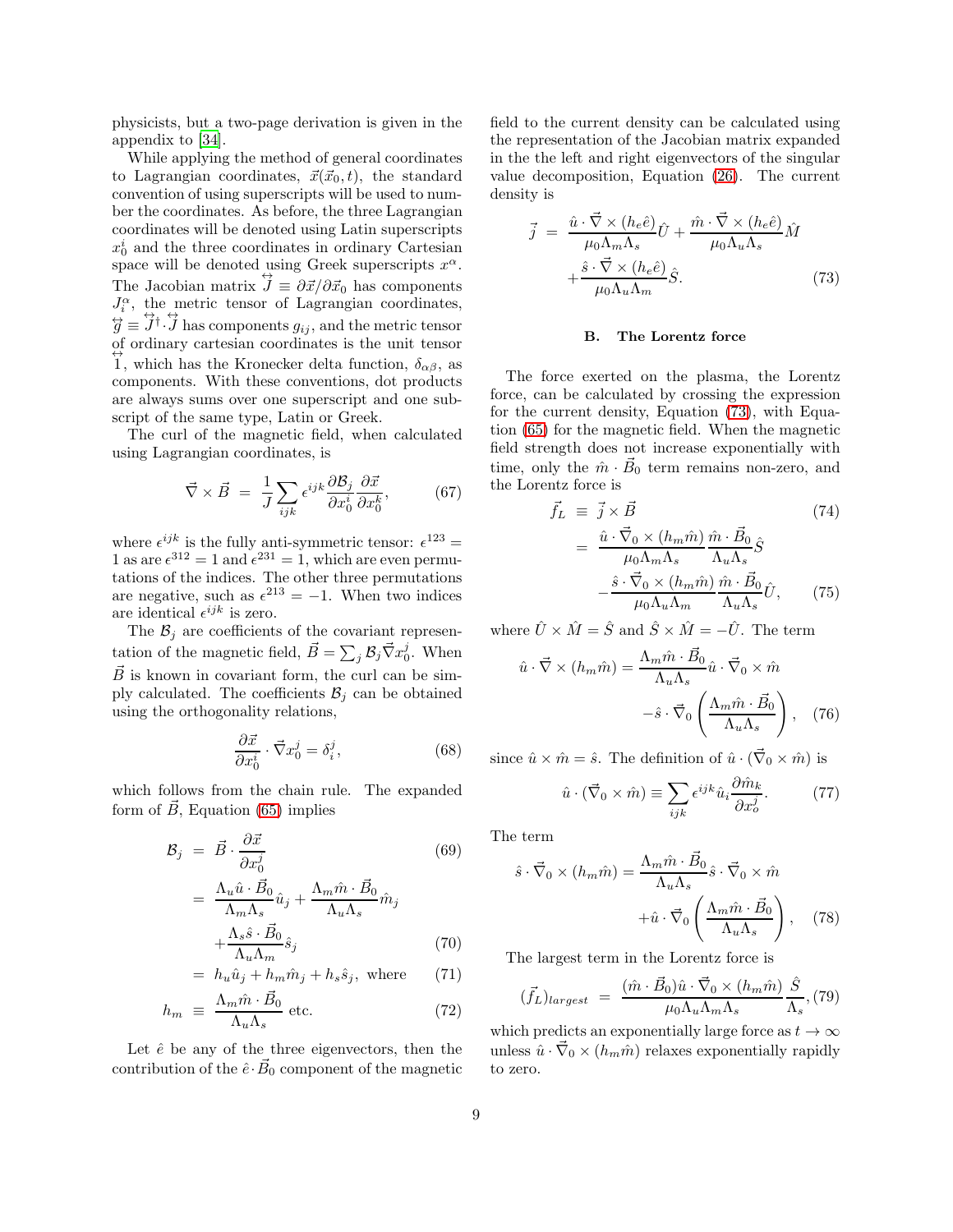physicists, but a two-page derivation is given in the appendix to [34].

While applying the method of general coordinates to Lagrangian coordinates, $\vec{x}(\vec{x}_0, t)$, the standard convention of using superscripts will be used to number the coordinates. As before, the three Lagrangian coordinates will be denoted using Latin superscripts $x_0^i$ and the three coordinates in ordinary Cartesian space will be denoted using Greek superscripts $x^\alpha$. The Jacobian matrix $\overleftrightarrow{J} \equiv \partial\vec{x}/\partial\vec{x}_0$ has components $J_i^\alpha$, the metric tensor of Lagrangian coordinates, $\overleftrightarrow{g} \equiv \overleftrightarrow{J}^\dagger \cdot \overleftrightarrow{J}$ has components $g_{ij}$, and the metric tensor of ordinary cartesian coordinates is the unit tensor $\overleftrightarrow{1}$, which has the Kronecker delta function, $\delta_{\alpha\beta}$, as components. With these conventions, dot products are always sums over one superscript and one subscript of the same type, Latin or Greek.

The curl of the magnetic field, when calculated using Lagrangian coordinates, is

$$\vec{\nabla} \times \vec{B} \; = \; \frac{1}{J} \sum_{ijk} \epsilon^{ijk} \frac{\partial \mathcal{B}_j}{\partial x_0^i} \frac{\partial \vec{x}}{\partial x_0^k}, \tag{67}$$

where $\epsilon^{ijk}$ is the fully anti-symmetric tensor: $\epsilon^{123} = 1$ as are $\epsilon^{312} = 1$ and $\epsilon^{231} = 1$, which are even permutations of the indices. The other three permutations are negative, such as $\epsilon^{213} = -1$. When two indices are identical $\epsilon^{ijk}$ is zero.

The $\mathcal{B}_j$ are coefficients of the covariant representation of the magnetic field, $\vec{B} = \sum_j \mathcal{B}_j \vec{\nabla} x_0^j$. When $\vec{B}$ is known in covariant form, the curl can be simply calculated. The coefficients $\mathcal{B}_j$ can be obtained using the orthogonality relations,

$$\frac{\partial \vec{x}}{\partial x_0^i} \cdot \vec{\nabla} x_0^j = \delta_i^j, \tag{68}$$

which follows from the chain rule. The expanded form of $\vec{B}$, Equation (65) implies

$$\begin{aligned}
\mathcal{B}_j \;&=\; \vec{B} \cdot \frac{\partial \vec{x}}{\partial x_0^j} & (69)\\
&=\; \frac{\Lambda_u \hat{u} \cdot \vec{B}_0}{\Lambda_m \Lambda_s} \hat{u}_j + \frac{\Lambda_m \hat{m} \cdot \vec{B}_0}{\Lambda_u \Lambda_s} \hat{m}_j \\
&\quad + \frac{\Lambda_s \hat{s} \cdot \vec{B}_0}{\Lambda_u \Lambda_m} \hat{s}_j & (70)\\
&=\; h_u \hat{u}_j + h_m \hat{m}_j + h_s \hat{s}_j, \text{ where} & (71)\\
h_m \;&\equiv\; \frac{\Lambda_m \hat{m} \cdot \vec{B}_0}{\Lambda_u \Lambda_s} \text{ etc.} & (72)
\end{aligned}$$

Let $\hat{e}$ be any of the three eigenvectors, then the contribution of the $\hat{e} \cdot \vec{B}_0$ component of the magnetic field to the current density can be calculated using the representation of the Jacobian matrix expanded in the the left and right eigenvectors of the singular value decomposition, Equation (26). The current density is

$$\begin{aligned}
\vec{j} \;&=\; \frac{\hat{u} \cdot \vec{\nabla} \times (h_e \hat{e})}{\mu_0 \Lambda_m \Lambda_s} \hat{U} + \frac{\hat{m} \cdot \vec{\nabla} \times (h_e \hat{e})}{\mu_0 \Lambda_u \Lambda_s} \hat{M} \\
&\quad + \frac{\hat{s} \cdot \vec{\nabla} \times (h_e \hat{e})}{\mu_0 \Lambda_u \Lambda_m} \hat{S}. & (73)
\end{aligned}$$

### B. The Lorentz force

The force exerted on the plasma, the Lorentz force, can be calculated by crossing the expression for the current density, Equation (73), with Equation (65) for the magnetic field. When the magnetic field strength does not increase exponentially with time, only the $\hat{m} \cdot \vec{B}_0$ term remains non-zero, and the Lorentz force is

$$\begin{aligned}
\vec{f}_L \;&\equiv\; \vec{j} \times \vec{B} & (74)\\
&=\; \frac{\hat{u} \cdot \vec{\nabla}_0 \times (h_m \hat{m})}{\mu_0 \Lambda_m \Lambda_s} \frac{\hat{m} \cdot \vec{B}_0}{\Lambda_u \Lambda_s} \hat{S} \\
&\quad - \frac{\hat{s} \cdot \vec{\nabla}_0 \times (h_m \hat{m})}{\mu_0 \Lambda_u \Lambda_m} \frac{\hat{m} \cdot \vec{B}_0}{\Lambda_u \Lambda_s} \hat{U}, & (75)
\end{aligned}$$

where $\hat{U} \times \hat{M} = \hat{S}$ and $\hat{S} \times \hat{M} = -\hat{U}$. The term

$$\begin{aligned}
\hat{u} \cdot \vec{\nabla} \times (h_m \hat{m}) = \frac{\Lambda_m \hat{m} \cdot \vec{B}_0}{\Lambda_u \Lambda_s} \hat{u} \cdot \vec{\nabla}_0 \times \hat{m} \\
- \hat{s} \cdot \vec{\nabla}_0 \left( \frac{\Lambda_m \hat{m} \cdot \vec{B}_0}{\Lambda_u \Lambda_s} \right), \quad (76)
\end{aligned}$$

since $\hat{u} \times \hat{m} = \hat{s}$. The definition of $\hat{u} \cdot (\vec{\nabla}_0 \times \hat{m})$ is

$$\hat{u} \cdot (\vec{\nabla}_0 \times \hat{m}) \equiv \sum_{ijk} \epsilon^{ijk} \hat{u}_i \frac{\partial \hat{m}_k}{\partial x_o^j}. \tag{77}$$

The term

$$\begin{aligned}
\hat{s} \cdot \vec{\nabla}_0 \times (h_m \hat{m}) = \frac{\Lambda_m \hat{m} \cdot \vec{B}_0}{\Lambda_u \Lambda_s} \hat{s} \cdot \vec{\nabla}_0 \times \hat{m} \\
+ \hat{u} \cdot \vec{\nabla}_0 \left( \frac{\Lambda_m \hat{m} \cdot \vec{B}_0}{\Lambda_u \Lambda_s} \right), \quad (78)
\end{aligned}$$

The largest term in the Lorentz force is

$$(\vec{f}_L)_{largest} \;=\; \frac{(\hat{m} \cdot \vec{B}_0) \hat{u} \cdot \vec{\nabla}_0 \times (h_m \hat{m})}{\mu_0 \Lambda_u \Lambda_m \Lambda_s} \frac{\hat{S}}{\Lambda_s}, \tag{79}$$

which predicts an exponentially large force as $t \to \infty$ unless $\hat{u} \cdot \vec{\nabla}_0 \times (h_m \hat{m})$ relaxes exponentially rapidly to zero.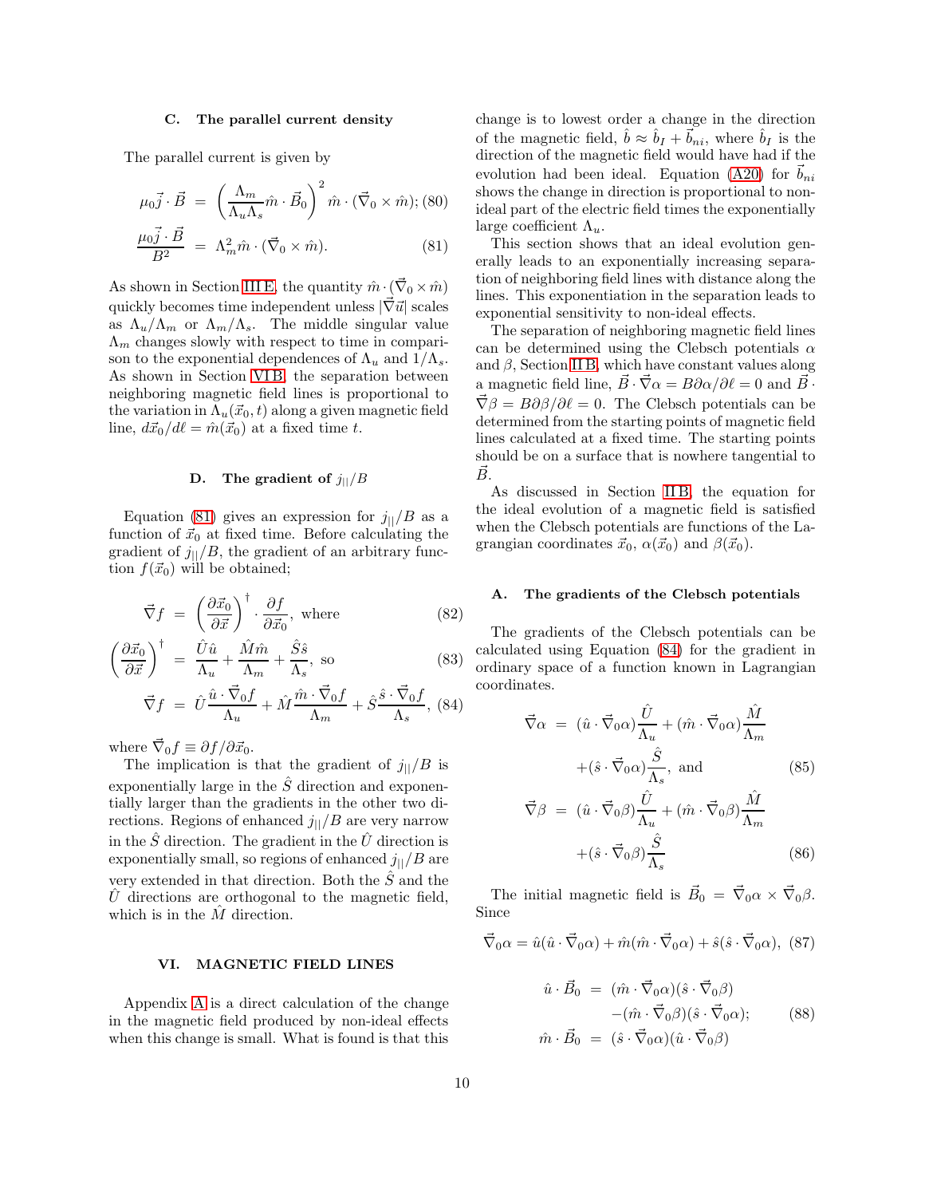### C. The parallel current density

The parallel current is given by

$$\mu_0 \vec{j} \cdot \vec{B} = \left( \frac{\Lambda_m}{\Lambda_u \Lambda_s} \hat{m} \cdot \vec{B}_0 \right)^2 \hat{m} \cdot (\vec{\nabla}_0 \times \hat{m}); \quad (80)$$

$$\frac{\mu_0 \vec{j} \cdot \vec{B}}{B^2} = \Lambda_m^2 \hat{m} \cdot (\vec{\nabla}_0 \times \hat{m}). \quad (81)$$

As shown in Section III E, the quantity $\hat{m} \cdot (\vec{\nabla}_0 \times \hat{m})$ quickly becomes time independent unless $|\vec{\nabla} \vec{u}|$ scales as $\Lambda_u/\Lambda_m$ or $\Lambda_m/\Lambda_s$. The middle singular value $\Lambda_m$ changes slowly with respect to time in comparison to the exponential dependences of $\Lambda_u$ and $1/\Lambda_s$. As shown in Section VI B, the separation between neighboring magnetic field lines is proportional to the variation in $\Lambda_u(\vec{x}_0, t)$ along a given magnetic field line, $d\vec{x}_0/d\ell = \hat{m}(\vec{x}_0)$ at a fixed time $t$.

### D. The gradient of $j_{||}/B$

Equation (81) gives an expression for $j_{||}/B$ as a function of $\vec{x}_0$ at fixed time. Before calculating the gradient of $j_{||}/B$, the gradient of an arbitrary function $f(\vec{x}_0)$ will be obtained;

$$\vec{\nabla} f = \left( \frac{\partial \vec{x}_0}{\partial \vec{x}} \right)^\dagger \cdot \frac{\partial f}{\partial \vec{x}_0}, \text{ where} \quad (82)$$

$$\left( \frac{\partial \vec{x}_0}{\partial \vec{x}} \right)^\dagger = \frac{\hat{U}\hat{u}}{\Lambda_u} + \frac{\hat{M}\hat{m}}{\Lambda_m} + \frac{\hat{S}\hat{s}}{\Lambda_s}, \text{ so} \quad (83)$$

$$\vec{\nabla} f = \hat{U} \frac{\hat{u} \cdot \vec{\nabla}_0 f}{\Lambda_u} + \hat{M} \frac{\hat{m} \cdot \vec{\nabla}_0 f}{\Lambda_m} + \hat{S} \frac{\hat{s} \cdot \vec{\nabla}_0 f}{\Lambda_s}, \quad (84)$$

where $\vec{\nabla}_0 f \equiv \partial f/\partial \vec{x}_0$.

The implication is that the gradient of $j_{||}/B$ is exponentially large in the $\hat{S}$ direction and exponentially larger than the gradients in the other two directions. Regions of enhanced $j_{||}/B$ are very narrow in the $\hat{S}$ direction. The gradient in the $\hat{U}$ direction is exponentially small, so regions of enhanced $j_{||}/B$ are very extended in that direction. Both the $\hat{S}$ and the $\hat{U}$ directions are orthogonal to the magnetic field, which is in the $\hat{M}$ direction.

## VI. MAGNETIC FIELD LINES

Appendix A is a direct calculation of the change in the magnetic field produced by non-ideal effects when this change is small. What is found is that this change is to lowest order a change in the direction of the magnetic field, $\hat{b} \approx \hat{b}_I + \vec{b}_{ni}$, where $\hat{b}_I$ is the direction of the magnetic field would have had if the evolution had been ideal. Equation (A20) for $\vec{b}_{ni}$ shows the change in direction is proportional to non-ideal part of the electric field times the exponentially large coefficient $\Lambda_u$.

This section shows that an ideal evolution generally leads to an exponentially increasing separation of neighboring field lines with distance along the lines. This exponentiation in the separation leads to exponential sensitivity to non-ideal effects.

The separation of neighboring magnetic field lines can be determined using the Clebsch potentials $\alpha$ and $\beta$, Section II B, which have constant values along a magnetic field line, $\vec{B} \cdot \vec{\nabla} \alpha = B \partial \alpha / \partial \ell = 0$ and $\vec{B} \cdot \vec{\nabla} \beta = B \partial \beta / \partial \ell = 0$. The Clebsch potentials can be determined from the starting points of magnetic field lines calculated at a fixed time. The starting points should be on a surface that is nowhere tangential to $\vec{B}$.

As discussed in Section II B, the equation for the ideal evolution of a magnetic field is satisfied when the Clebsch potentials are functions of the Lagrangian coordinates $\vec{x}_0$, $\alpha(\vec{x}_0)$ and $\beta(\vec{x}_0)$.

### A. The gradients of the Clebsch potentials

The gradients of the Clebsch potentials can be calculated using Equation (84) for the gradient in ordinary space of a function known in Lagrangian coordinates.

$$\vec{\nabla} \alpha = (\hat{u} \cdot \vec{\nabla}_0 \alpha) \frac{\hat{U}}{\Lambda_u} + (\hat{m} \cdot \vec{\nabla}_0 \alpha) \frac{\hat{M}}{\Lambda_m} + (\hat{s} \cdot \vec{\nabla}_0 \alpha) \frac{\hat{S}}{\Lambda_s}, \text{ and} \quad (85)$$

$$\vec{\nabla} \beta = (\hat{u} \cdot \vec{\nabla}_0 \beta) \frac{\hat{U}}{\Lambda_u} + (\hat{m} \cdot \vec{\nabla}_0 \beta) \frac{\hat{M}}{\Lambda_m} + (\hat{s} \cdot \vec{\nabla}_0 \beta) \frac{\hat{S}}{\Lambda_s} \quad (86)$$

The initial magnetic field is $\vec{B}_0 = \vec{\nabla}_0 \alpha \times \vec{\nabla}_0 \beta$. Since

$$\vec{\nabla}_0 \alpha = \hat{u}(\hat{u} \cdot \vec{\nabla}_0 \alpha) + \hat{m}(\hat{m} \cdot \vec{\nabla}_0 \alpha) + \hat{s}(\hat{s} \cdot \vec{\nabla}_0 \alpha), \quad (87)$$

$$\begin{aligned} \hat{u} \cdot \vec{B}_0 &= (\hat{m} \cdot \vec{\nabla}_0 \alpha)(\hat{s} \cdot \vec{\nabla}_0 \beta) \\ &\quad -(\hat{m} \cdot \vec{\nabla}_0 \beta)(\hat{s} \cdot \vec{\nabla}_0 \alpha); \quad (88) \\ \hat{m} \cdot \vec{B}_0 &= (\hat{s} \cdot \vec{\nabla}_0 \alpha)(\hat{u} \cdot \vec{\nabla}_0 \beta) \end{aligned}$$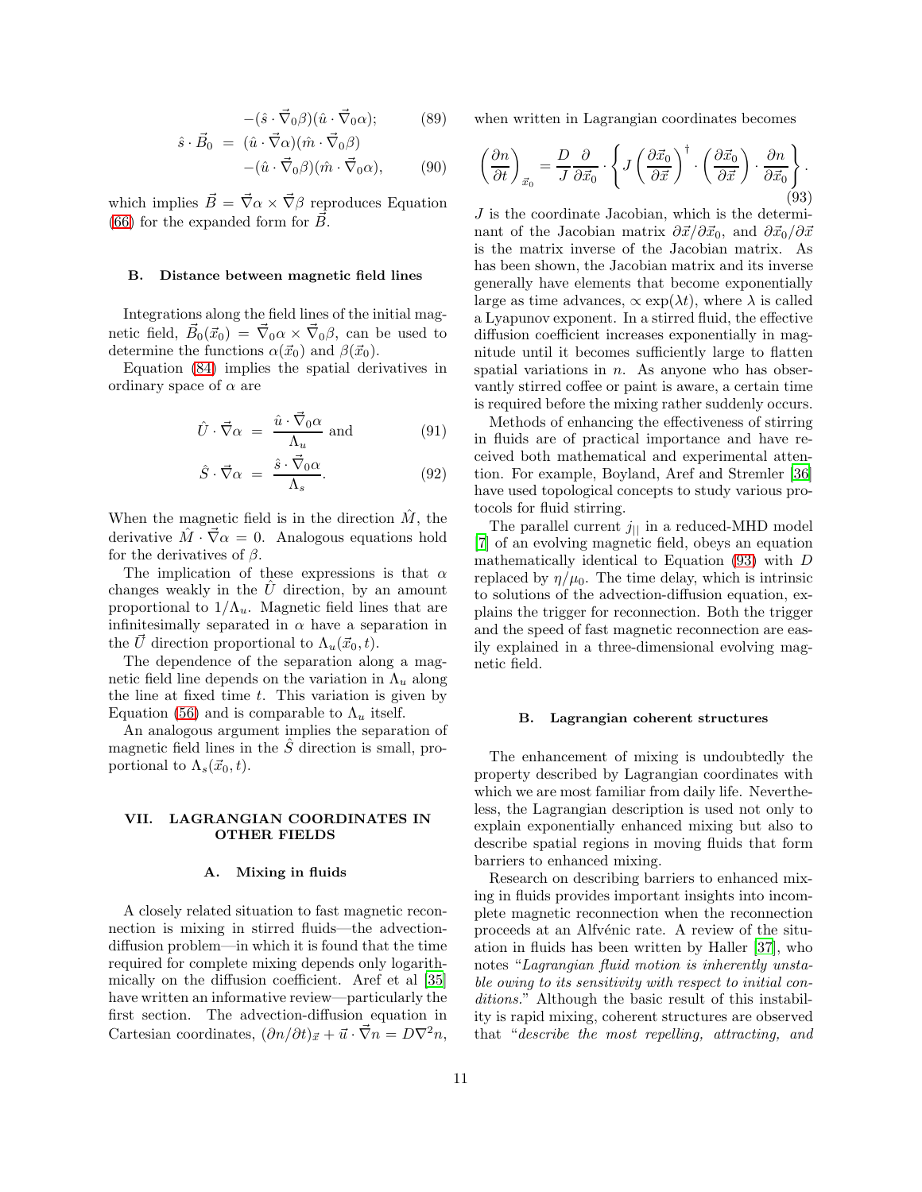$$
-(\hat{s}\cdot\vec{\nabla}_0\beta)(\hat{u}\cdot\vec{\nabla}_0\alpha); \qquad (89)
$$

$$
\begin{aligned}
\hat{s}\cdot\vec{B}_0 &= (\hat{u}\cdot\vec{\nabla}\alpha)(\hat{m}\cdot\vec{\nabla}_0\beta) \\
&\quad -(\hat{u}\cdot\vec{\nabla}_0\beta)(\hat{m}\cdot\vec{\nabla}_0\alpha), \qquad (90)
\end{aligned}
$$

which implies $\vec{B}=\vec{\nabla}\alpha\times\vec{\nabla}\beta$ reproduces Equation (66) for the expanded form for $\vec{B}$.

### B. Distance between magnetic field lines

Integrations along the field lines of the initial magnetic field, $\vec{B}_0(\vec{x}_0)=\vec{\nabla}_0\alpha\times\vec{\nabla}_0\beta$, can be used to determine the functions $\alpha(\vec{x}_0)$ and $\beta(\vec{x}_0)$.

Equation (84) implies the spatial derivatives in ordinary space of $\alpha$ are

$$
\hat{U}\cdot\vec{\nabla}\alpha = \frac{\hat{u}\cdot\vec{\nabla}_0\alpha}{\Lambda_u} \text{ and} \qquad (91)
$$

$$
\hat{S}\cdot\vec{\nabla}\alpha = \frac{\hat{s}\cdot\vec{\nabla}_0\alpha}{\Lambda_s}. \qquad (92)
$$

When the magnetic field is in the direction $\hat{M}$, the derivative $\hat{M}\cdot\vec{\nabla}\alpha=0$. Analogous equations hold for the derivatives of $\beta$.

The implication of these expressions is that $\alpha$ changes weakly in the $\hat{U}$ direction, by an amount proportional to $1/\Lambda_u$. Magnetic field lines that are infinitesimally separated in $\alpha$ have a separation in the $\vec{U}$ direction proportional to $\Lambda_u(\vec{x}_0,t)$.

The dependence of the separation along a magnetic field line depends on the variation in $\Lambda_u$ along the line at fixed time $t$. This variation is given by Equation (56) and is comparable to $\Lambda_u$ itself.

An analogous argument implies the separation of magnetic field lines in the $\hat{S}$ direction is small, proportional to $\Lambda_s(\vec{x}_0,t)$.

## VII. LAGRANGIAN COORDINATES IN OTHER FIELDS

### A. Mixing in fluids

A closely related situation to fast magnetic reconnection is mixing in stirred fluids—the advection-diffusion problem—in which it is found that the time required for complete mixing depends only logarithmically on the diffusion coefficient. Aref et al [35] have written an informative review—particularly the first section. The advection-diffusion equation in Cartesian coordinates, $(\partial n/\partial t)_{\vec{x}}+\vec{u}\cdot\vec{\nabla}n=D\nabla^2 n$, when written in Lagrangian coordinates becomes

$$
\left(\frac{\partial n}{\partial t}\right)_{\vec{x}_0} = \frac{D}{J}\frac{\partial}{\partial\vec{x}_0}\cdot\left\{J\left(\frac{\partial\vec{x}_0}{\partial\vec{x}}\right)^{\dagger}\cdot\left(\frac{\partial\vec{x}_0}{\partial\vec{x}}\right)\cdot\frac{\partial n}{\partial\vec{x}_0}\right\}. \qquad (93)
$$

$J$ is the coordinate Jacobian, which is the determinant of the Jacobian matrix $\partial\vec{x}/\partial\vec{x}_0$, and $\partial\vec{x}_0/\partial\vec{x}$ is the matrix inverse of the Jacobian matrix. As has been shown, the Jacobian matrix and its inverse generally have elements that become exponentially large as time advances, $\propto\exp(\lambda t)$, where $\lambda$ is called a Lyapunov exponent. In a stirred fluid, the effective diffusion coefficient increases exponentially in magnitude until it becomes sufficiently large to flatten spatial variations in $n$. As anyone who has observantly stirred coffee or paint is aware, a certain time is required before the mixing rather suddenly occurs.

Methods of enhancing the effectiveness of stirring in fluids are of practical importance and have received both mathematical and experimental attention. For example, Boyland, Aref and Stremler [36] have used topological concepts to study various protocols for fluid stirring.

The parallel current $j_{||}$ in a reduced-MHD model [7] of an evolving magnetic field, obeys an equation mathematically identical to Equation (93) with $D$ replaced by $\eta/\mu_0$. The time delay, which is intrinsic to solutions of the advection-diffusion equation, explains the trigger for reconnection. Both the trigger and the speed of fast magnetic reconnection are easily explained in a three-dimensional evolving magnetic field.

### B. Lagrangian coherent structures

The enhancement of mixing is undoubtedly the property described by Lagrangian coordinates with which we are most familiar from daily life. Nevertheless, the Lagrangian description is used not only to explain exponentially enhanced mixing but also to describe spatial regions in moving fluids that form barriers to enhanced mixing.

Research on describing barriers to enhanced mixing in fluids provides important insights into incomplete magnetic reconnection when the reconnection proceeds at an Alfvénic rate. A review of the situation in fluids has been written by Haller [37], who notes "*Lagrangian fluid motion is inherently unstable owing to its sensitivity with respect to initial conditions.*" Although the basic result of this instability is rapid mixing, coherent structures are observed that "*describe the most repelling, attracting, and*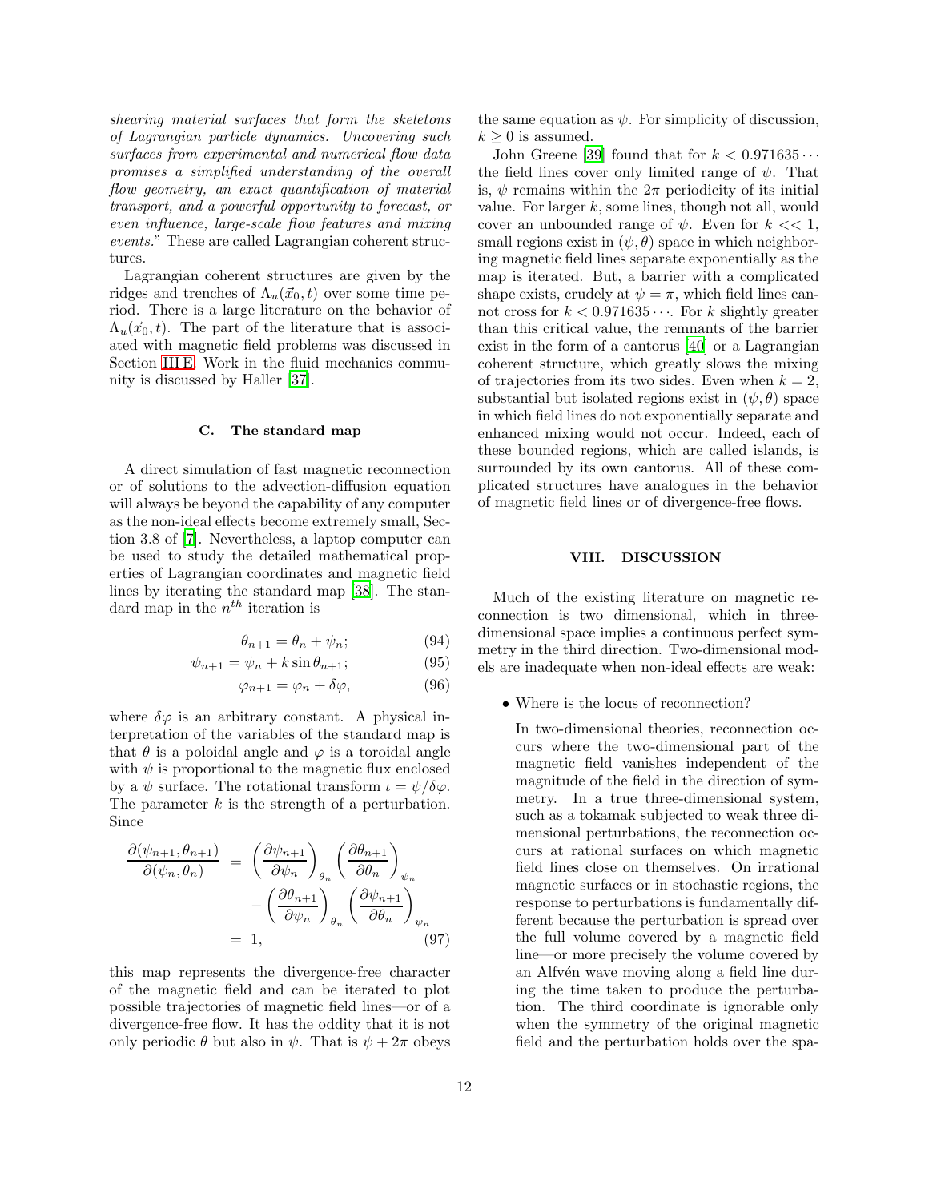*shearing material surfaces that form the skeletons of Lagrangian particle dynamics. Uncovering such surfaces from experimental and numerical flow data promises a simplified understanding of the overall flow geometry, an exact quantification of material transport, and a powerful opportunity to forecast, or even influence, large-scale flow features and mixing events.*" These are called Lagrangian coherent structures.

Lagrangian coherent structures are given by the ridges and trenches of $\Lambda_u(\vec{x}_0, t)$ over some time period. There is a large literature on the behavior of $\Lambda_u(\vec{x}_0, t)$. The part of the literature that is associated with magnetic field problems was discussed in Section III E. Work in the fluid mechanics community is discussed by Haller [37].

### C. The standard map

A direct simulation of fast magnetic reconnection or of solutions to the advection-diffusion equation will always be beyond the capability of any computer as the non-ideal effects become extremely small, Section 3.8 of [7]. Nevertheless, a laptop computer can be used to study the detailed mathematical properties of Lagrangian coordinates and magnetic field lines by iterating the standard map [38]. The standard map in the $n^{th}$ iteration is

$$\theta_{n+1} = \theta_n + \psi_n; \tag{94}$$

$$\psi_{n+1} = \psi_n + k \sin\theta_{n+1}; \tag{95}$$

$$\varphi_{n+1} = \varphi_n + \delta\varphi, \tag{96}$$

where $\delta\varphi$ is an arbitrary constant. A physical interpretation of the variables of the standard map is that $\theta$ is a poloidal angle and $\varphi$ is a toroidal angle with $\psi$ is proportional to the magnetic flux enclosed by a $\psi$ surface. The rotational transform $\iota = \psi/\delta\varphi$. The parameter $k$ is the strength of a perturbation. Since

$$\begin{aligned}\frac{\partial(\psi_{n+1}, \theta_{n+1})}{\partial(\psi_n, \theta_n)} &\equiv \left(\frac{\partial \psi_{n+1}}{\partial \psi_n}\right)_{\theta_n} \left(\frac{\partial \theta_{n+1}}{\partial \theta_n}\right)_{\psi_n} \\ &\quad - \left(\frac{\partial \theta_{n+1}}{\partial \psi_n}\right)_{\theta_n} \left(\frac{\partial \psi_{n+1}}{\partial \theta_n}\right)_{\psi_n} \\ &= 1,\end{aligned} \tag{97}$$

this map represents the divergence-free character of the magnetic field and can be iterated to plot possible trajectories of magnetic field lines—or of a divergence-free flow. It has the oddity that it is not only periodic $\theta$ but also in $\psi$. That is $\psi + 2\pi$ obeys the same equation as $\psi$. For simplicity of discussion, $k \geq 0$ is assumed.

John Greene [39] found that for $k < 0.971635\cdots$ the field lines cover only limited range of $\psi$. That is, $\psi$ remains within the $2\pi$ periodicity of its initial value. For larger $k$, some lines, though not all, would cover an unbounded range of $\psi$. Even for $k << 1$, small regions exist in $(\psi, \theta)$ space in which neighboring magnetic field lines separate exponentially as the map is iterated. But, a barrier with a complicated shape exists, crudely at $\psi = \pi$, which field lines cannot cross for $k < 0.971635\cdots$. For $k$ slightly greater than this critical value, the remnants of the barrier exist in the form of a cantorus [40] or a Lagrangian coherent structure, which greatly slows the mixing of trajectories from its two sides. Even when $k = 2$, substantial but isolated regions exist in $(\psi, \theta)$ space in which field lines do not exponentially separate and enhanced mixing would not occur. Indeed, each of these bounded regions, which are called islands, is surrounded by its own cantorus. All of these complicated structures have analogues in the behavior of magnetic field lines or of divergence-free flows.

## VIII. DISCUSSION

Much of the existing literature on magnetic reconnection is two dimensional, which in three-dimensional space implies a continuous perfect symmetry in the third direction. Two-dimensional models are inadequate when non-ideal effects are weak:

- Where is the locus of reconnection?

  In two-dimensional theories, reconnection occurs where the two-dimensional part of the magnetic field vanishes independent of the magnitude of the field in the direction of symmetry. In a true three-dimensional system, such as a tokamak subjected to weak three dimensional perturbations, the reconnection occurs at rational surfaces on which magnetic field lines close on themselves. On irrational magnetic surfaces or in stochastic regions, the response to perturbations is fundamentally different because the perturbation is spread over the full volume covered by a magnetic field line—or more precisely the volume covered by an Alfvén wave moving along a field line during the time taken to produce the perturbation. The third coordinate is ignorable only when the symmetry of the original magnetic field and the perturbation holds over the spa-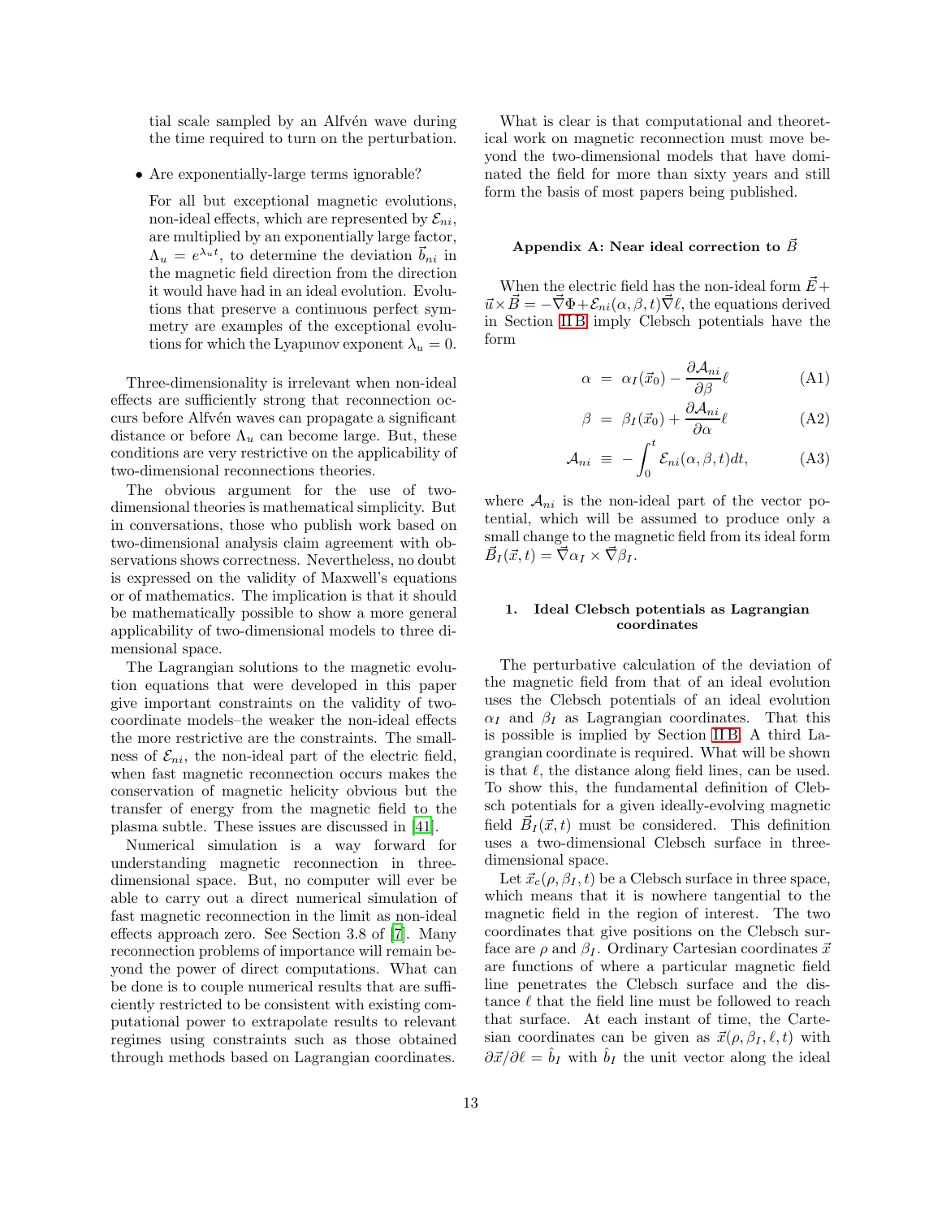tial scale sampled by an Alfvén wave during the time required to turn on the perturbation.

- Are exponentially-large terms ignorable?

  For all but exceptional magnetic evolutions, non-ideal effects, which are represented by $\mathcal{E}_{ni}$, are multiplied by an exponentially large factor, $\Lambda_u = e^{\lambda_u t}$, to determine the deviation $\vec{b}_{ni}$ in the magnetic field direction from the direction it would have had in an ideal evolution. Evolutions that preserve a continuous perfect symmetry are examples of the exceptional evolutions for which the Lyapunov exponent $\lambda_u = 0$.

Three-dimensionality is irrelevant when non-ideal effects are sufficiently strong that reconnection occurs before Alfvén waves can propagate a significant distance or before $\Lambda_u$ can become large. But, these conditions are very restrictive on the applicability of two-dimensional reconnections theories.

The obvious argument for the use of two-dimensional theories is mathematical simplicity. But in conversations, those who publish work based on two-dimensional analysis claim agreement with observations shows correctness. Nevertheless, no doubt is expressed on the validity of Maxwell's equations or of mathematics. The implication is that it should be mathematically possible to show a more general applicability of two-dimensional models to three dimensional space.

The Lagrangian solutions to the magnetic evolution equations that were developed in this paper give important constraints on the validity of two-coordinate models–the weaker the non-ideal effects the more restrictive are the constraints. The smallness of $\mathcal{E}_{ni}$, the non-ideal part of the electric field, when fast magnetic reconnection occurs makes the conservation of magnetic helicity obvious but the transfer of energy from the magnetic field to the plasma subtle. These issues are discussed in [41].

Numerical simulation is a way forward for understanding magnetic reconnection in three-dimensional space. But, no computer will ever be able to carry out a direct numerical simulation of fast magnetic reconnection in the limit as non-ideal effects approach zero. See Section 3.8 of [7]. Many reconnection problems of importance will remain beyond the power of direct computations. What can be done is to couple numerical results that are sufficiently restricted to be consistent with existing computational power to extrapolate results to relevant regimes using constraints such as those obtained through methods based on Lagrangian coordinates.

What is clear is that computational and theoretical work on magnetic reconnection must move beyond the two-dimensional models that have dominated the field for more than sixty years and still form the basis of most papers being published.

## Appendix A: Near ideal correction to $\vec{B}$

When the electric field has the non-ideal form $\vec{E}+\vec{u}\times\vec{B} = -\vec{\nabla}\Phi+\mathcal{E}_{ni}(\alpha,\beta,t)\vec{\nabla}\ell$, the equations derived in Section II B imply Clebsch potentials have the form

$$\alpha = \alpha_I(\vec{x}_0) - \frac{\partial \mathcal{A}_{ni}}{\partial \beta}\ell \tag{A1}$$

$$\beta = \beta_I(\vec{x}_0) + \frac{\partial \mathcal{A}_{ni}}{\partial \alpha}\ell \tag{A2}$$

$$\mathcal{A}_{ni} \equiv -\int_0^t \mathcal{E}_{ni}(\alpha,\beta,t)dt, \tag{A3}$$

where $\mathcal{A}_{ni}$ is the non-ideal part of the vector potential, which will be assumed to produce only a small change to the magnetic field from its ideal form $\vec{B}_I(\vec{x},t) = \vec{\nabla}\alpha_I\times\vec{\nabla}\beta_I$.

### 1. Ideal Clebsch potentials as Lagrangian coordinates

The perturbative calculation of the deviation of the magnetic field from that of an ideal evolution uses the Clebsch potentials of an ideal evolution $\alpha_I$ and $\beta_I$ as Lagrangian coordinates. That this is possible is implied by Section II B. A third Lagrangian coordinate is required. What will be shown is that $\ell$, the distance along field lines, can be used. To show this, the fundamental definition of Clebsch potentials for a given ideally-evolving magnetic field $\vec{B}_I(\vec{x},t)$ must be considered. This definition uses a two-dimensional Clebsch surface in three-dimensional space.

Let $\vec{x}_c(\rho,\beta_I,t)$ be a Clebsch surface in three space, which means that it is nowhere tangential to the magnetic field in the region of interest. The two coordinates that give positions on the Clebsch surface are $\rho$ and $\beta_I$. Ordinary Cartesian coordinates $\vec{x}$ are functions of where a particular magnetic field line penetrates the Clebsch surface and the distance $\ell$ that the field line must be followed to reach that surface. At each instant of time, the Cartesian coordinates can be given as $\vec{x}(\rho,\beta_I,\ell,t)$ with $\partial\vec{x}/\partial\ell = \hat{b}_I$ with $\hat{b}_I$ the unit vector along the ideal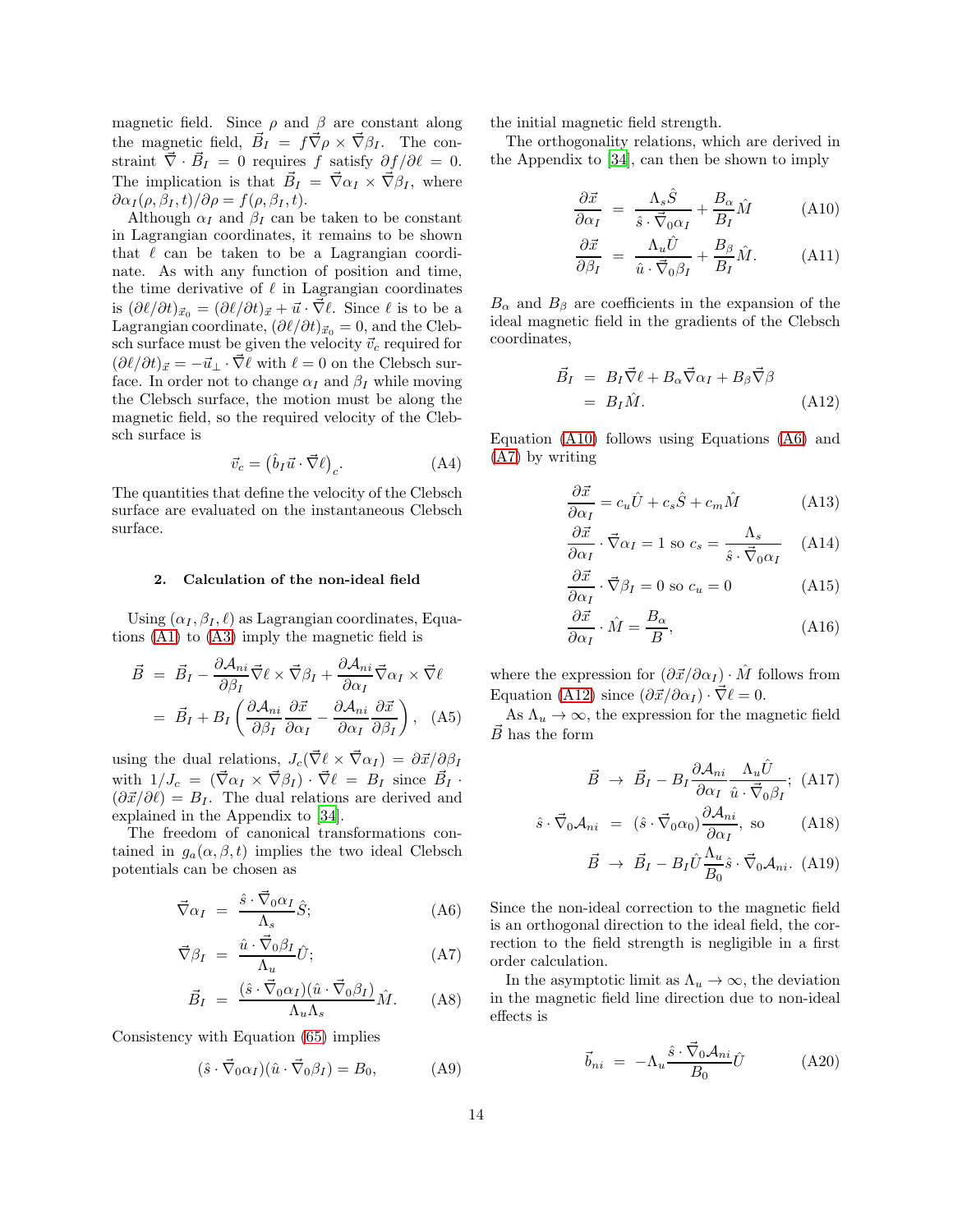magnetic field. Since $\rho$ and $\beta$ are constant along the magnetic field, $\vec{B}_I = f\vec{\nabla}\rho \times \vec{\nabla}\beta_I$. The constraint $\vec{\nabla}\cdot\vec{B}_I = 0$ requires $f$ satisfy $\partial f/\partial\ell = 0$. The implication is that $\vec{B}_I = \vec{\nabla}\alpha_I \times \vec{\nabla}\beta_I$, where $\partial\alpha_I(\rho,\beta_I,t)/\partial\rho = f(\rho,\beta_I,t)$.

Although $\alpha_I$ and $\beta_I$ can be taken to be constant in Lagrangian coordinates, it remains to be shown that $\ell$ can be taken to be a Lagrangian coordinate. As with any function of position and time, the time derivative of $\ell$ in Lagrangian coordinates is $(\partial\ell/\partial t)_{\vec{x}_0} = (\partial\ell/\partial t)_{\vec{x}} + \vec{u}\cdot\vec{\nabla}\ell$. Since $\ell$ is to be a Lagrangian coordinate, $(\partial\ell/\partial t)_{\vec{x}_0} = 0$, and the Clebsch surface must be given the velocity $\vec{v}_c$ required for $(\partial\ell/\partial t)_{\vec{x}} = -\vec{u}_\perp\cdot\vec{\nabla}\ell$ with $\ell = 0$ on the Clebsch surface. In order not to change $\alpha_I$ and $\beta_I$ while moving the Clebsch surface, the motion must be along the magnetic field, so the required velocity of the Clebsch surface is

$$\vec{v}_c = \left(\hat{b}_I\vec{u}\cdot\vec{\nabla}\ell\right)_c. \tag{A4}$$

The quantities that define the velocity of the Clebsch surface are evaluated on the instantaneous Clebsch surface.

### 2. Calculation of the non-ideal field

Using $(\alpha_I,\beta_I,\ell)$ as Lagrangian coordinates, Equations (A1) to (A3) imply the magnetic field is

$$\begin{aligned}\vec{B} &= \vec{B}_I - \frac{\partial\mathcal{A}_{ni}}{\partial\beta_I}\vec{\nabla}\ell\times\vec{\nabla}\beta_I + \frac{\partial\mathcal{A}_{ni}}{\partial\alpha_I}\vec{\nabla}\alpha_I\times\vec{\nabla}\ell \\ &= \vec{B}_I + B_I\left(\frac{\partial\mathcal{A}_{ni}}{\partial\beta_I}\frac{\partial\vec{x}}{\partial\alpha_I} - \frac{\partial\mathcal{A}_{ni}}{\partial\alpha_I}\frac{\partial\vec{x}}{\partial\beta_I}\right),\end{aligned} \tag{A5}$$

using the dual relations, $J_c(\vec{\nabla}\ell\times\vec{\nabla}\alpha_I) = \partial\vec{x}/\partial\beta_I$ with $1/J_c = (\vec{\nabla}\alpha_I\times\vec{\nabla}\beta_I)\cdot\vec{\nabla}\ell = B_I$ since $\vec{B}_I\cdot(\partial\vec{x}/\partial\ell) = B_I$. The dual relations are derived and explained in the Appendix to [34].

The freedom of canonical transformations contained in $g_a(\alpha,\beta,t)$ implies the two ideal Clebsch potentials can be chosen as

$$\vec{\nabla}\alpha_I = \frac{\hat{s}\cdot\vec{\nabla}_0\alpha_I}{\Lambda_s}\hat{S}; \tag{A6}$$

$$\vec{\nabla}\beta_I = \frac{\hat{u}\cdot\vec{\nabla}_0\beta_I}{\Lambda_u}\hat{U}; \tag{A7}$$

$$\vec{B}_I = \frac{(\hat{s}\cdot\vec{\nabla}_0\alpha_I)(\hat{u}\cdot\vec{\nabla}_0\beta_I)}{\Lambda_u\Lambda_s}\hat{M}. \tag{A8}$$

Consistency with Equation (65) implies

$$(\hat{s}\cdot\vec{\nabla}_0\alpha_I)(\hat{u}\cdot\vec{\nabla}_0\beta_I) = B_0, \tag{A9}$$

the initial magnetic field strength.

The orthogonality relations, which are derived in the Appendix to [34], can then be shown to imply

$$\frac{\partial\vec{x}}{\partial\alpha_I} = \frac{\Lambda_s\hat{S}}{\hat{s}\cdot\vec{\nabla}_0\alpha_I} + \frac{B_\alpha}{B_I}\hat{M} \tag{A10}$$

$$\frac{\partial\vec{x}}{\partial\beta_I} = \frac{\Lambda_u\hat{U}}{\hat{u}\cdot\vec{\nabla}_0\beta_I} + \frac{B_\beta}{B_I}\hat{M}. \tag{A11}$$

$B_\alpha$ and $B_\beta$ are coefficients in the expansion of the ideal magnetic field in the gradients of the Clebsch coordinates,

$$\begin{aligned}\vec{B}_I &= B_I\vec{\nabla}\ell + B_\alpha\vec{\nabla}\alpha_I + B_\beta\vec{\nabla}\beta \\ &= B_I\hat{M}.\end{aligned} \tag{A12}$$

Equation (A10) follows using Equations (A6) and (A7) by writing

$$\frac{\partial\vec{x}}{\partial\alpha_I} = c_u\hat{U} + c_s\hat{S} + c_m\hat{M} \tag{A13}$$

$$\frac{\partial\vec{x}}{\partial\alpha_I}\cdot\vec{\nabla}\alpha_I = 1 \text{ so } c_s = \frac{\Lambda_s}{\hat{s}\cdot\vec{\nabla}_0\alpha_I} \tag{A14}$$

$$\frac{\partial\vec{x}}{\partial\alpha_I}\cdot\vec{\nabla}\beta_I = 0 \text{ so } c_u = 0 \tag{A15}$$

$$\frac{\partial\vec{x}}{\partial\alpha_I}\cdot\hat{M} = \frac{B_\alpha}{B}, \tag{A16}$$

where the expression for $(\partial\vec{x}/\partial\alpha_I)\cdot\hat{M}$ follows from Equation (A12) since $(\partial\vec{x}/\partial\alpha_I)\cdot\vec{\nabla}\ell = 0$.

As $\Lambda_u\to\infty$, the expression for the magnetic field $\vec{B}$ has the form

$$\vec{B} \to \vec{B}_I - B_I\frac{\partial\mathcal{A}_{ni}}{\partial\alpha_I}\frac{\Lambda_u\hat{U}}{\hat{u}\cdot\vec{\nabla}_0\beta_I}; \tag{A17}$$

$$\hat{s}\cdot\vec{\nabla}_0\mathcal{A}_{ni} = (\hat{s}\cdot\vec{\nabla}_0\alpha_0)\frac{\partial\mathcal{A}_{ni}}{\partial\alpha_I}, \text{ so} \tag{A18}$$

$$\vec{B} \to \vec{B}_I - B_I\hat{U}\frac{\Lambda_u}{B_0}\hat{s}\cdot\vec{\nabla}_0\mathcal{A}_{ni}. \tag{A19}$$

Since the non-ideal correction to the magnetic field is an orthogonal direction to the ideal field, the correction to the field strength is negligible in a first order calculation.

In the asymptotic limit as $\Lambda_u\to\infty$, the deviation in the magnetic field line direction due to non-ideal effects is

$$\vec{b}_{ni} = -\Lambda_u\frac{\hat{s}\cdot\vec{\nabla}_0\mathcal{A}_{ni}}{B_0}\hat{U} \tag{A20}$$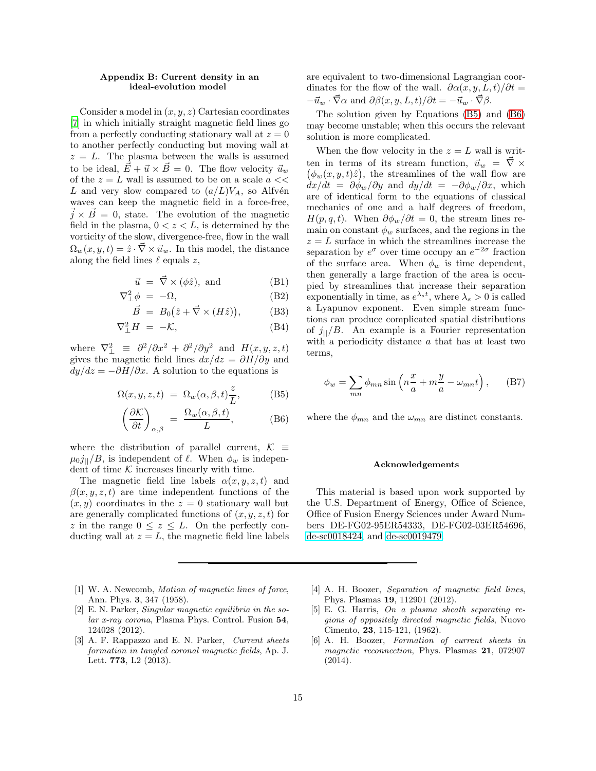### Appendix B: Current density in an ideal-evolution model

Consider a model in $(x,y,z)$ Cartesian coordinates [7] in which initially straight magnetic field lines go from a perfectly conducting stationary wall at $z=0$ to another perfectly conducting but moving wall at $z=L$. The plasma between the walls is assumed to be ideal, $\vec{E}+\vec{u}\times\vec{B}=0$. The flow velocity $\vec{u}_w$ of the $z=L$ wall is assumed to be on a scale $a << L$ and very slow compared to $(a/L)V_A$, so Alfvén waves can keep the magnetic field in a force-free, $\vec{j}\times\vec{B}=0$, state. The evolution of the magnetic field in the plasma, $0<z<L$, is determined by the vorticity of the slow, divergence-free, flow in the wall $\Omega_w(x,y,t)=\hat{z}\cdot\vec{\nabla}\times\vec{u}_w$. In this model, the distance along the field lines $\ell$ equals $z$,

$$\vec{u} = \vec{\nabla}\times(\phi\hat{z}), \text{ and} \tag{B1}$$

$$\nabla_\perp^2\phi = -\Omega, \tag{B2}$$

$$\vec{B} = B_0\big(\hat{z}+\vec{\nabla}\times(H\hat{z})\big), \tag{B3}$$

$$\nabla_\perp^2 H = -\mathcal{K}, \tag{B4}$$

where $\nabla_\perp^2 \equiv \partial^2/\partial x^2+\partial^2/\partial y^2$ and $H(x,y,z,t)$ gives the magnetic field lines $dx/dz=\partial H/\partial y$ and $dy/dz=-\partial H/\partial x$. A solution to the equations is

$$\Omega(x,y,z,t) = \Omega_w(\alpha,\beta,t)\frac{z}{L}, \tag{B5}$$

$$\left(\frac{\partial\mathcal{K}}{\partial t}\right)_{\alpha,\beta} = \frac{\Omega_w(\alpha,\beta,t)}{L}, \tag{B6}$$

where the distribution of parallel current, $\mathcal{K}\equiv\mu_0 j_{||}/B$, is independent of $\ell$. When $\phi_w$ is independent of time $\mathcal{K}$ increases linearly with time.

The magnetic field line labels $\alpha(x,y,z,t)$ and $\beta(x,y,z,t)$ are time independent functions of the $(x,y)$ coordinates in the $z=0$ stationary wall but are generally complicated functions of $(x,y,z,t)$ for $z$ in the range $0\le z\le L$. On the perfectly conducting wall at $z=L$, the magnetic field line labels are equivalent to two-dimensional Lagrangian coordinates for the flow of the wall. $\partial\alpha(x,y,L,t)/\partial t = -\vec{u}_w\cdot\vec{\nabla}\alpha$ and $\partial\beta(x,y,L,t)/\partial t=-\vec{u}_w\cdot\vec{\nabla}\beta$.

The solution given by Equations (B5) and (B6) may become unstable; when this occurs the relevant solution is more complicated.

When the flow velocity in the $z=L$ wall is written in terms of its stream function, $\vec{u}_w = \vec{\nabla}\times\big(\phi_w(x,y,t)\hat{z}\big)$, the streamlines of the wall flow are $dx/dt=\partial\phi_w/\partial y$ and $dy/dt=-\partial\phi_w/\partial x$, which are of identical form to the equations of classical mechanics of one and a half degrees of freedom, $H(p,q,t)$. When $\partial\phi_w/\partial t=0$, the stream lines remain on constant $\phi_w$ surfaces, and the regions in the $z=L$ surface in which the streamlines increase the separation by $e^\sigma$ over time occupy an $e^{-2\sigma}$ fraction of the surface area. When $\phi_w$ is time dependent, then generally a large fraction of the area is occupied by streamlines that increase their separation exponentially in time, as $e^{\lambda_s t}$, where $\lambda_s>0$ is called a Lyapunov exponent. Even simple stream functions can produce complicated spatial distributions of $j_{||}/B$. An example is a Fourier representation with a periodicity distance $a$ that has at least two terms,

$$\phi_w = \sum_{mn}\phi_{mn}\sin\left(n\frac{x}{a}+m\frac{y}{a}-\omega_{mn}t\right), \tag{B7}$$

where the $\phi_{mn}$ and the $\omega_{mn}$ are distinct constants.

### Acknowledgements

This material is based upon work supported by the U.S. Department of Energy, Office of Science, Office of Fusion Energy Sciences under Award Numbers DE-FG02-95ER54333, DE-FG02-03ER54696, de-sc0018424, and de-sc0019479

---

[1] W. A. Newcomb, *Motion of magnetic lines of force*, Ann. Phys. **3**, 347 (1958).

[2] E. N. Parker, *Singular magnetic equilibria in the solar x-ray corona*, Plasma Phys. Control. Fusion **54**, 124028 (2012).

[3] A. F. Rappazzo and E. N. Parker, *Current sheets formation in tangled coronal magnetic fields*, Ap. J. Lett. **773**, L2 (2013).

[4] A. H. Boozer, *Separation of magnetic field lines*, Phys. Plasmas **19**, 112901 (2012).

[5] E. G. Harris, *On a plasma sheath separating regions of oppositely directed magnetic fields*, Nuovo Cimento, **23**, 115-121, (1962).

[6] A. H. Boozer, *Formation of current sheets in magnetic reconnection*, Phys. Plasmas **21**, 072907 (2014).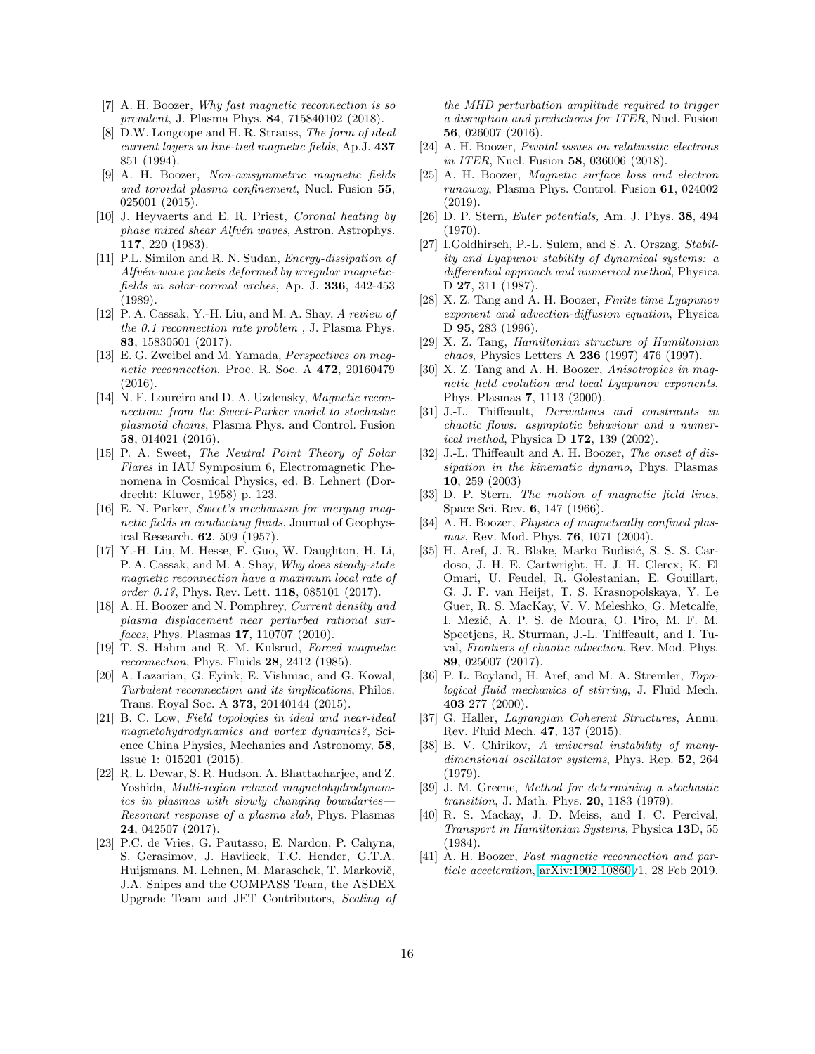[7] A. H. Boozer, *Why fast magnetic reconnection is so prevalent*, J. Plasma Phys. **84**, 715840102 (2018).

[8] D.W. Longcope and H. R. Strauss, *The form of ideal current layers in line-tied magnetic fields*, Ap.J. **437** 851 (1994).

[9] A. H. Boozer, *Non-axisymmetric magnetic fields and toroidal plasma confinement*, Nucl. Fusion **55**, 025001 (2015).

[10] J. Heyvaerts and E. R. Priest, *Coronal heating by phase mixed shear Alfvén waves*, Astron. Astrophys. **117**, 220 (1983).

[11] P.L. Similon and R. N. Sudan, *Energy-dissipation of Alfvén-wave packets deformed by irregular magnetic-fields in solar-coronal arches*, Ap. J. **336**, 442-453 (1989).

[12] P. A. Cassak, Y.-H. Liu, and M. A. Shay, *A review of the 0.1 reconnection rate problem* , J. Plasma Phys. **83**, 15830501 (2017).

[13] E. G. Zweibel and M. Yamada, *Perspectives on magnetic reconnection*, Proc. R. Soc. A **472**, 20160479 (2016).

[14] N. F. Loureiro and D. A. Uzdensky, *Magnetic reconnection: from the Sweet-Parker model to stochastic plasmoid chains*, Plasma Phys. and Control. Fusion **58**, 014021 (2016).

[15] P. A. Sweet, *The Neutral Point Theory of Solar Flares* in IAU Symposium 6, Electromagnetic Phenomena in Cosmical Physics, ed. B. Lehnert (Dordrecht: Kluwer, 1958) p. 123.

[16] E. N. Parker, *Sweet's mechanism for merging magnetic fields in conducting fluids*, Journal of Geophysical Research. **62**, 509 (1957).

[17] Y.-H. Liu, M. Hesse, F. Guo, W. Daughton, H. Li, P. A. Cassak, and M. A. Shay, *Why does steady-state magnetic reconnection have a maximum local rate of order 0.1?*, Phys. Rev. Lett. **118**, 085101 (2017).

[18] A. H. Boozer and N. Pomphrey, *Current density and plasma displacement near perturbed rational surfaces*, Phys. Plasmas **17**, 110707 (2010).

[19] T. S. Hahm and R. M. Kulsrud, *Forced magnetic reconnection*, Phys. Fluids **28**, 2412 (1985).

[20] A. Lazarian, G. Eyink, E. Vishniac, and G. Kowal, *Turbulent reconnection and its implications*, Philos. Trans. Royal Soc. A **373**, 20140144 (2015).

[21] B. C. Low, *Field topologies in ideal and near-ideal magnetohydrodynamics and vortex dynamics?*, Science China Physics, Mechanics and Astronomy, **58**, Issue 1: 015201 (2015).

[22] R. L. Dewar, S. R. Hudson, A. Bhattacharjee, and Z. Yoshida, *Multi-region relaxed magnetohydrodynamics in plasmas with slowly changing boundaries—Resonant response of a plasma slab*, Phys. Plasmas **24**, 042507 (2017).

[23] P.C. de Vries, G. Pautasso, E. Nardon, P. Cahyna, S. Gerasimov, J. Havlicek, T.C. Hender, G.T.A. Huijsmans, M. Lehnen, M. Maraschek, T. Markovič, J.A. Snipes and the COMPASS Team, the ASDEX Upgrade Team and JET Contributors, *Scaling of the MHD perturbation amplitude required to trigger a disruption and predictions for ITER*, Nucl. Fusion **56**, 026007 (2016).

[24] A. H. Boozer, *Pivotal issues on relativistic electrons in ITER*, Nucl. Fusion **58**, 036006 (2018).

[25] A. H. Boozer, *Magnetic surface loss and electron runaway*, Plasma Phys. Control. Fusion **61**, 024002 (2019).

[26] D. P. Stern, *Euler potentials,* Am. J. Phys. **38**, 494 (1970).

[27] I.Goldhirsch, P.-L. Sulem, and S. A. Orszag, *Stability and Lyapunov stability of dynamical systems: a differential approach and numerical method*, Physica D **27**, 311 (1987).

[28] X. Z. Tang and A. H. Boozer, *Finite time Lyapunov exponent and advection-diffusion equation*, Physica D **95**, 283 (1996).

[29] X. Z. Tang, *Hamiltonian structure of Hamiltonian chaos*, Physics Letters A **236** (1997) 476 (1997).

[30] X. Z. Tang and A. H. Boozer, *Anisotropies in magnetic field evolution and local Lyapunov exponents*, Phys. Plasmas **7**, 1113 (2000).

[31] J.-L. Thiffeault, *Derivatives and constraints in chaotic flows: asymptotic behaviour and a numerical method*, Physica D **172**, 139 (2002).

[32] J.-L. Thiffeault and A. H. Boozer, *The onset of dissipation in the kinematic dynamo*, Phys. Plasmas **10**, 259 (2003)

[33] D. P. Stern, *The motion of magnetic field lines*, Space Sci. Rev. **6**, 147 (1966).

[34] A. H. Boozer, *Physics of magnetically confined plasmas*, Rev. Mod. Phys. **76**, 1071 (2004).

[35] H. Aref, J. R. Blake, Marko Budisić, S. S. S. Cardoso, J. H. E. Cartwright, H. J. H. Clercx, K. El Omari, U. Feudel, R. Golestanian, E. Gouillart, G. J. F. van Heijst, T. S. Krasnopolskaya, Y. Le Guer, R. S. MacKay, V. V. Meleshko, G. Metcalfe, I. Mezić, A. P. S. de Moura, O. Piro, M. F. M. Speetjens, R. Sturman, J.-L. Thiffeault, and I. Tuval, *Frontiers of chaotic advection*, Rev. Mod. Phys. **89**, 025007 (2017).

[36] P. L. Boyland, H. Aref, and M. A. Stremler, *Topological fluid mechanics of stirring*, J. Fluid Mech. **403** 277 (2000).

[37] G. Haller, *Lagrangian Coherent Structures*, Annu. Rev. Fluid Mech. **47**, 137 (2015).

[38] B. V. Chirikov, *A universal instability of many-dimensional oscillator systems*, Phys. Rep. **52**, 264 (1979).

[39] J. M. Greene, *Method for determining a stochastic transition*, J. Math. Phys. **20**, 1183 (1979).

[40] R. S. Mackay, J. D. Meiss, and I. C. Percival, *Transport in Hamiltonian Systems*, Physica **13**D, 55 (1984).

[41] A. H. Boozer, *Fast magnetic reconnection and particle acceleration*, arXiv:1902.10860v1, 28 Feb 2019.